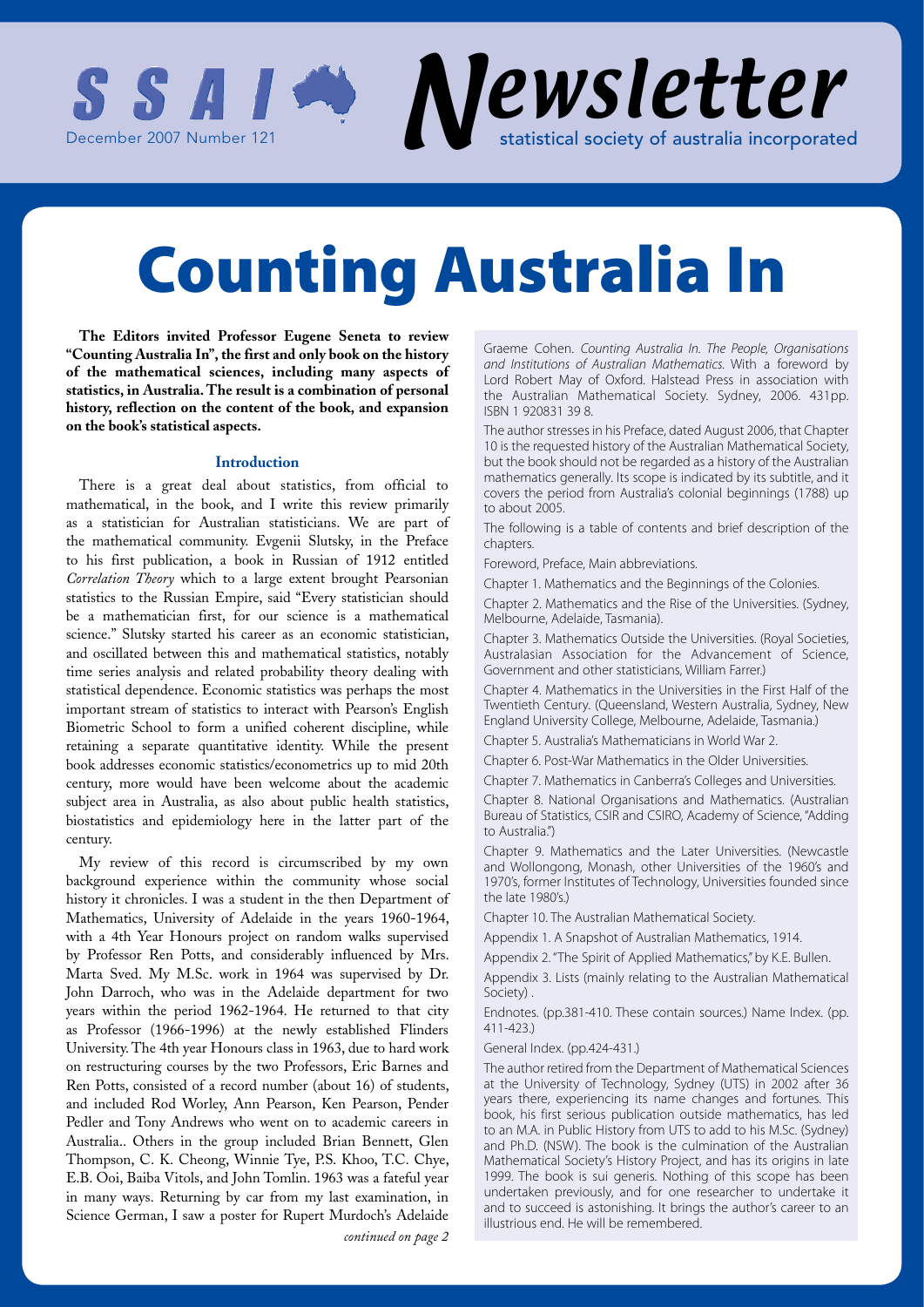SSAI Newsletter — statistical society of australia incorporated

December 2007 Number 121

# Counting Australia In

**The Editors invited Professor Eugene Seneta to review "Counting Australia In", the first and only book on the history of the mathematical sciences, including many aspects of statistics, in Australia. The result is a combination of personal history, reflection on the content of the book, and expansion on the book's statistical aspects.**

## Introduction

There is a great deal about statistics, from official to mathematical, in the book, and I write this review primarily as a statistician for Australian statisticians. We are part of the mathematical community. Evgenii Slutsky, in the Preface to his first publication, a book in Russian of 1912 entitled *Correlation Theory* which to a large extent brought Pearsonian statistics to the Russian Empire, said "Every statistician should be a mathematician first, for our science is a mathematical science." Slutsky started his career as an economic statistician, and oscillated between this and mathematical statistics, notably time series analysis and related probability theory dealing with statistical dependence. Economic statistics was perhaps the most important stream of statistics to interact with Pearson's English Biometric School to form a unified coherent discipline, while retaining a separate quantitative identity. While the present book addresses economic statistics/econometrics up to mid 20th century, more would have been welcome about the academic subject area in Australia, as also about public health statistics, biostatistics and epidemiology here in the latter part of the century.

My review of this record is circumscribed by my own background experience within the community whose social history it chronicles. I was a student in the then Department of Mathematics, University of Adelaide in the years 1960-1964, with a 4th Year Honours project on random walks supervised by Professor Ren Potts, and considerably influenced by Mrs. Marta Sved. My M.Sc. work in 1964 was supervised by Dr. John Darroch, who was in the Adelaide department for two years within the period 1962-1964. He returned to that city as Professor (1966-1996) at the newly established Flinders University. The 4th year Honours class in 1963, due to hard work on restructuring courses by the two Professors, Eric Barnes and Ren Potts, consisted of a record number (about 16) of students, and included Rod Worley, Ann Pearson, Ken Pearson, Pender Pedler and Tony Andrews who went on to academic careers in Australia.. Others in the group included Brian Bennett, Glen Thompson, C. K. Cheong, Winnie Tye, P.S. Khoo, T.C. Chye, E.B. Ooi, Baiba Vitols, and John Tomlin. 1963 was a fateful year in many ways. Returning by car from my last examination, in Science German, I saw a poster for Rupert Murdoch's Adelaide

*continued on page 2*

Graeme Cohen. *Counting Australia In. The People, Organisations and Institutions of Australian Mathematics.* With a foreword by Lord Robert May of Oxford. Halstead Press in association with the Australian Mathematical Society. Sydney, 2006. 431pp. ISBN 1 920831 39 8.

The author stresses in his Preface, dated August 2006, that Chapter 10 is the requested history of the Australian Mathematical Society, but the book should not be regarded as a history of the Australian mathematics generally. Its scope is indicated by its subtitle, and it covers the period from Australia's colonial beginnings (1788) up to about 2005.

The following is a table of contents and brief description of the chapters.

Foreword, Preface, Main abbreviations.

Chapter 1. Mathematics and the Beginnings of the Colonies.

Chapter 2. Mathematics and the Rise of the Universities. (Sydney, Melbourne, Adelaide, Tasmania).

Chapter 3. Mathematics Outside the Universities. (Royal Societies, Australasian Association for the Advancement of Science, Government and other statisticians, William Farrer.)

Chapter 4. Mathematics in the Universities in the First Half of the Twentieth Century. (Queensland, Western Australia, Sydney, New England University College, Melbourne, Adelaide, Tasmania.)

Chapter 5. Australia's Mathematicians in World War 2.

Chapter 6. Post-War Mathematics in the Older Universities.

Chapter 7. Mathematics in Canberra's Colleges and Universities.

Chapter 8. National Organisations and Mathematics. (Australian Bureau of Statistics, CSIR and CSIRO, Academy of Science, "Adding to Australia.")

Chapter 9. Mathematics and the Later Universities. (Newcastle and Wollongong, Monash, other Universities of the 1960's and 1970's, former Institutes of Technology, Universities founded since the late 1980's.)

Chapter 10. The Australian Mathematical Society.

Appendix 1. A Snapshot of Australian Mathematics, 1914.

Appendix 2. "The Spirit of Applied Mathematics," by K.E. Bullen.

Appendix 3. Lists (mainly relating to the Australian Mathematical Society) .

Endnotes. (pp.381-410. These contain sources.) Name Index. (pp. 411-423.)

General Index. (pp.424-431.)

The author retired from the Department of Mathematical Sciences at the University of Technology, Sydney (UTS) in 2002 after 36 years there, experiencing its name changes and fortunes. This book, his first serious publication outside mathematics, has led to an M.A. in Public History from UTS to add to his M.Sc. (Sydney) and Ph.D. (NSW). The book is the culmination of the Australian Mathematical Society's History Project, and has its origins in late 1999. The book is sui generis. Nothing of this scope has been undertaken previously, and for one researcher to undertake it and to succeed is astonishing. It brings the author's career to an illustrious end. He will be remembered.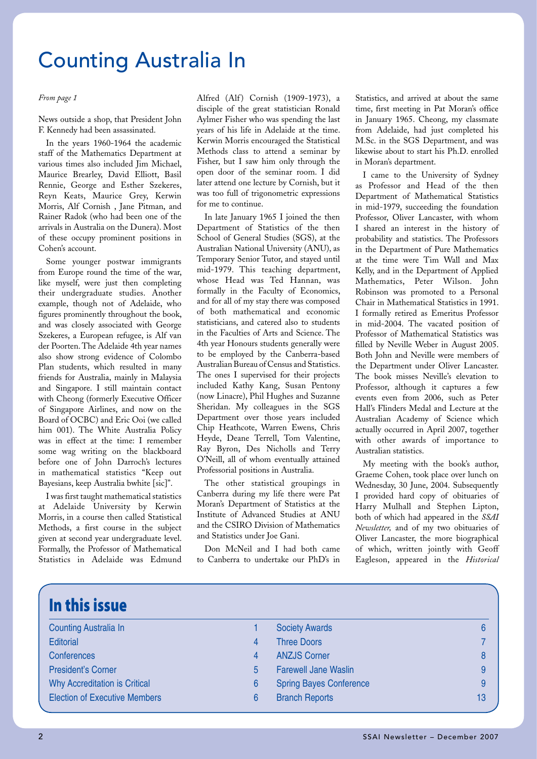# Counting Australia In

*From page 1*

News outside a shop, that President John F. Kennedy had been assassinated.

In the years 1960-1964 the academic staff of the Mathematics Department at various times also included Jim Michael, Maurice Brearley, David Elliott, Basil Rennie, George and Esther Szekeres, Reyn Keats, Maurice Grey, Kerwin Morris, Alf Cornish , Jane Pitman, and Rainer Radok (who had been one of the arrivals in Australia on the Dunera). Most of these occupy prominent positions in Cohen's account.

Some younger postwar immigrants from Europe round the time of the war, like myself, were just then completing their undergraduate studies. Another example, though not of Adelaide, who figures prominently throughout the book, and was closely associated with George Szekeres, a European refugee, is Alf van der Poorten. The Adelaide 4th year names also show strong evidence of Colombo Plan students, which resulted in many friends for Australia, mainly in Malaysia and Singapore. I still maintain contact with Cheong (formerly Executive Officer of Singapore Airlines, and now on the Board of OCBC) and Eric Ooi (we called him 001). The White Australia Policy was in effect at the time: I remember some wag writing on the blackboard before one of John Darroch's lectures in mathematical statistics "Keep out Bayesians, keep Australia bwhite [sic]".

I was first taught mathematical statistics at Adelaide University by Kerwin Morris, in a course then called Statistical Methods, a first course in the subject given at second year undergraduate level. Formally, the Professor of Mathematical Statistics in Adelaide was Edmund Alfred (Alf) Cornish (1909-1973), a disciple of the great statistician Ronald Aylmer Fisher who was spending the last years of his life in Adelaide at the time. Kerwin Morris encouraged the Statistical Methods class to attend a seminar by Fisher, but I saw him only through the open door of the seminar room. I did later attend one lecture by Cornish, but it was too full of trigonometric expressions for me to continue.

In late January 1965 I joined the then Department of Statistics of the then School of General Studies (SGS), at the Australian National University (ANU), as Temporary Senior Tutor, and stayed until mid-1979. This teaching department, whose Head was Ted Hannan, was formally in the Faculty of Economics, and for all of my stay there was composed of both mathematical and economic statisticians, and catered also to students in the Faculties of Arts and Science. The 4th year Honours students generally were to be employed by the Canberra-based Australian Bureau of Census and Statistics. The ones I supervised for their projects included Kathy Kang, Susan Pentony (now Linacre), Phil Hughes and Suzanne Sheridan. My colleagues in the SGS Department over those years included Chip Heathcote, Warren Ewens, Chris Heyde, Deane Terrell, Tom Valentine, Ray Byron, Des Nicholls and Terry O'Neill, all of whom eventually attained Professorial positions in Australia.

The other statistical groupings in Canberra during my life there were Pat Moran's Department of Statistics at the Institute of Advanced Studies at ANU and the CSIRO Division of Mathematics and Statistics under Joe Gani.

Don McNeil and I had both came to Canberra to undertake our PhD's in Statistics, and arrived at about the same time, first meeting in Pat Moran's office in January 1965. Cheong, my classmate from Adelaide, had just completed his M.Sc. in the SGS Department, and was likewise about to start his Ph.D. enrolled in Moran's department.

I came to the University of Sydney as Professor and Head of the then Department of Mathematical Statistics in mid-1979, succeeding the foundation Professor, Oliver Lancaster, with whom I shared an interest in the history of probability and statistics. The Professors in the Department of Pure Mathematics at the time were Tim Wall and Max Kelly, and in the Department of Applied Mathematics, Peter Wilson. John Robinson was promoted to a Personal Chair in Mathematical Statistics in 1991. I formally retired as Emeritus Professor in mid-2004. The vacated position of Professor of Mathematical Statistics was filled by Neville Weber in August 2005. Both John and Neville were members of the Department under Oliver Lancaster. The book misses Neville's elevation to Professor, although it captures a few events even from 2006, such as Peter Hall's Flinders Medal and Lecture at the Australian Academy of Science which actually occurred in April 2007, together with other awards of importance to Australian statistics.

My meeting with the book's author, Graeme Cohen, took place over lunch on Wednesday, 30 June, 2004. Subsequently I provided hard copy of obituaries of Harry Mulhall and Stephen Lipton, both of which had appeared in the *SSAI Newsletter,* and of my two obituaries of Oliver Lancaster, the more biographical of which, written jointly with Geoff Eagleson, appeared in the *Historical*

## In this issue

| | | | |
|---|---|---|---|
| Counting Australia In | 1 | Society Awards | 6 |
| Editorial | 4 | Three Doors | 7 |
| Conferences | 4 | ANZJS Corner | 8 |
| President's Corner | 5 | Farewell Jane Waslin | 9 |
| Why Accreditation is Critical | 6 | Spring Bayes Conference | 9 |
| Election of Executive Members | 6 | Branch Reports | 13 |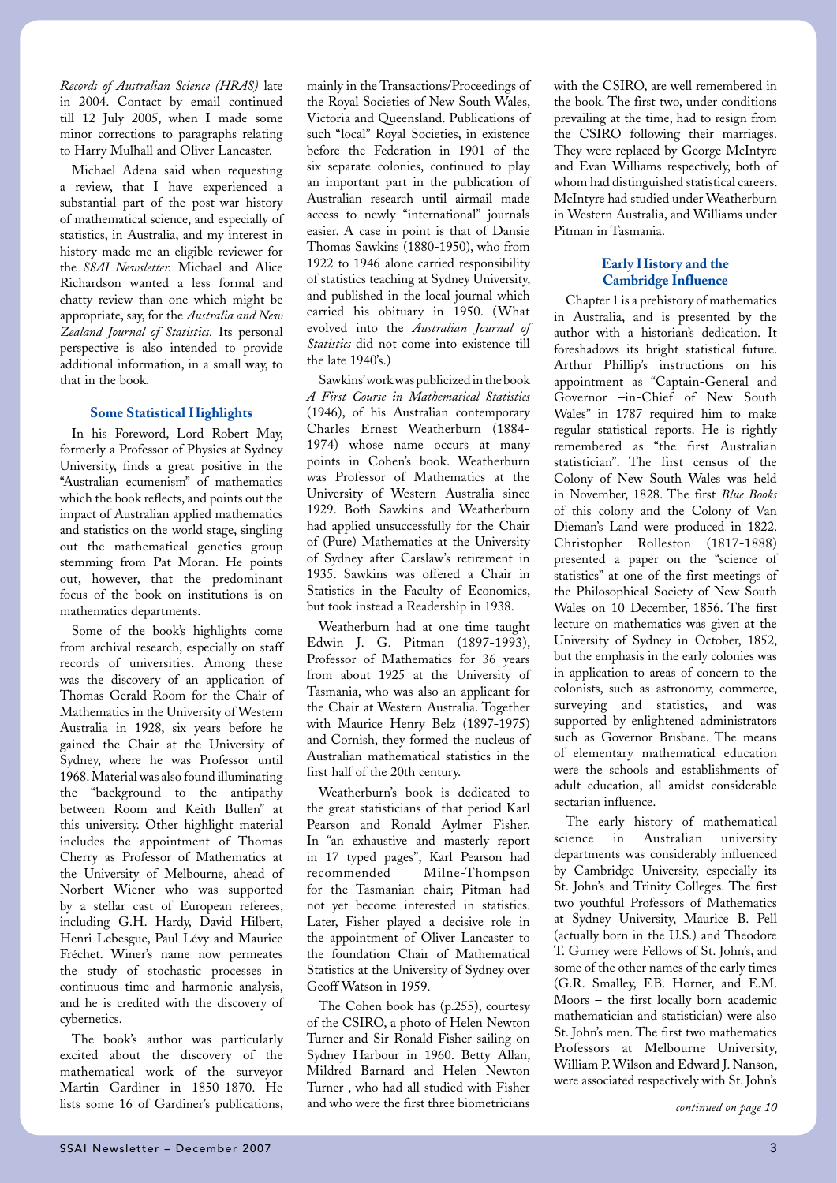*Records of Australian Science (HRAS)* late in 2004. Contact by email continued till 12 July 2005, when I made some minor corrections to paragraphs relating to Harry Mulhall and Oliver Lancaster.

Michael Adena said when requesting a review, that I have experienced a substantial part of the post-war history of mathematical science, and especially of statistics, in Australia, and my interest in history made me an eligible reviewer for the *SSAI Newsletter.* Michael and Alice Richardson wanted a less formal and chatty review than one which might be appropriate, say, for the *Australia and New Zealand Journal of Statistics.* Its personal perspective is also intended to provide additional information, in a small way, to that in the book.

### Some Statistical Highlights

In his Foreword, Lord Robert May, formerly a Professor of Physics at Sydney University, finds a great positive in the "Australian ecumenism" of mathematics which the book reflects, and points out the impact of Australian applied mathematics and statistics on the world stage, singling out the mathematical genetics group stemming from Pat Moran. He points out, however, that the predominant focus of the book on institutions is on mathematics departments.

Some of the book's highlights come from archival research, especially on staff records of universities. Among these was the discovery of an application of Thomas Gerald Room for the Chair of Mathematics in the University of Western Australia in 1928, six years before he gained the Chair at the University of Sydney, where he was Professor until 1968. Material was also found illuminating the "background to the antipathy between Room and Keith Bullen" at this university. Other highlight material includes the appointment of Thomas Cherry as Professor of Mathematics at the University of Melbourne, ahead of Norbert Wiener who was supported by a stellar cast of European referees, including G.H. Hardy, David Hilbert, Henri Lebesgue, Paul Lévy and Maurice Fréchet. Winer's name now permeates the study of stochastic processes in continuous time and harmonic analysis, and he is credited with the discovery of cybernetics.

The book's author was particularly excited about the discovery of the mathematical work of the surveyor Martin Gardiner in 1850-1870. He lists some 16 of Gardiner's publications, mainly in the Transactions/Proceedings of the Royal Societies of New South Wales, Victoria and Queensland. Publications of such "local" Royal Societies, in existence before the Federation in 1901 of the six separate colonies, continued to play an important part in the publication of Australian research until airmail made access to newly "international" journals easier. A case in point is that of Dansie Thomas Sawkins (1880-1950), who from 1922 to 1946 alone carried responsibility of statistics teaching at Sydney University, and published in the local journal which carried his obituary in 1950. (What evolved into the *Australian Journal of Statistics* did not come into existence till the late 1940's.)

Sawkins' work was publicized in the book *A First Course in Mathematical Statistics* (1946), of his Australian contemporary Charles Ernest Weatherburn (1884-1974) whose name occurs at many points in Cohen's book. Weatherburn was Professor of Mathematics at the University of Western Australia since 1929. Both Sawkins and Weatherburn had applied unsuccessfully for the Chair of (Pure) Mathematics at the University of Sydney after Carslaw's retirement in 1935. Sawkins was offered a Chair in Statistics in the Faculty of Economics, but took instead a Readership in 1938.

Weatherburn had at one time taught Edwin J. G. Pitman (1897-1993), Professor of Mathematics for 36 years from about 1925 at the University of Tasmania, who was also an applicant for the Chair at Western Australia. Together with Maurice Henry Belz (1897-1975) and Cornish, they formed the nucleus of Australian mathematical statistics in the first half of the 20th century.

Weatherburn's book is dedicated to the great statisticians of that period Karl Pearson and Ronald Aylmer Fisher. In "an exhaustive and masterly report in 17 typed pages", Karl Pearson had recommended Milne-Thompson for the Tasmanian chair; Pitman had not yet become interested in statistics. Later, Fisher played a decisive role in the appointment of Oliver Lancaster to the foundation Chair of Mathematical Statistics at the University of Sydney over Geoff Watson in 1959.

The Cohen book has (p.255), courtesy of the CSIRO, a photo of Helen Newton Turner and Sir Ronald Fisher sailing on Sydney Harbour in 1960. Betty Allan, Mildred Barnard and Helen Newton Turner , who had all studied with Fisher and who were the first three biometricians with the CSIRO, are well remembered in the book. The first two, under conditions prevailing at the time, had to resign from the CSIRO following their marriages. They were replaced by George McIntyre and Evan Williams respectively, both of whom had distinguished statistical careers. McIntyre had studied under Weatherburn in Western Australia, and Williams under Pitman in Tasmania.

### Early History and the Cambridge Influence

Chapter 1 is a prehistory of mathematics in Australia, and is presented by the author with a historian's dedication. It foreshadows its bright statistical future. Arthur Phillip's instructions on his appointment as "Captain-General and Governor –in-Chief of New South Wales" in 1787 required him to make regular statistical reports. He is rightly remembered as "the first Australian statistician". The first census of the Colony of New South Wales was held in November, 1828. The first *Blue Books* of this colony and the Colony of Van Dieman's Land were produced in 1822. Christopher Rolleston (1817-1888) presented a paper on the "science of statistics" at one of the first meetings of the Philosophical Society of New South Wales on 10 December, 1856. The first lecture on mathematics was given at the University of Sydney in October, 1852, but the emphasis in the early colonies was in application to areas of concern to the colonists, such as astronomy, commerce, surveying and statistics, and was supported by enlightened administrators such as Governor Brisbane. The means of elementary mathematical education were the schools and establishments of adult education, all amidst considerable sectarian influence.

The early history of mathematical science in Australian university departments was considerably influenced by Cambridge University, especially its St. John's and Trinity Colleges. The first two youthful Professors of Mathematics at Sydney University, Maurice B. Pell (actually born in the U.S.) and Theodore T. Gurney were Fellows of St. John's, and some of the other names of the early times (G.R. Smalley, F.B. Horner, and E.M. Moors – the first locally born academic mathematician and statistician) were also St. John's men. The first two mathematics Professors at Melbourne University, William P. Wilson and Edward J. Nanson, were associated respectively with St. John's

*continued on page 10*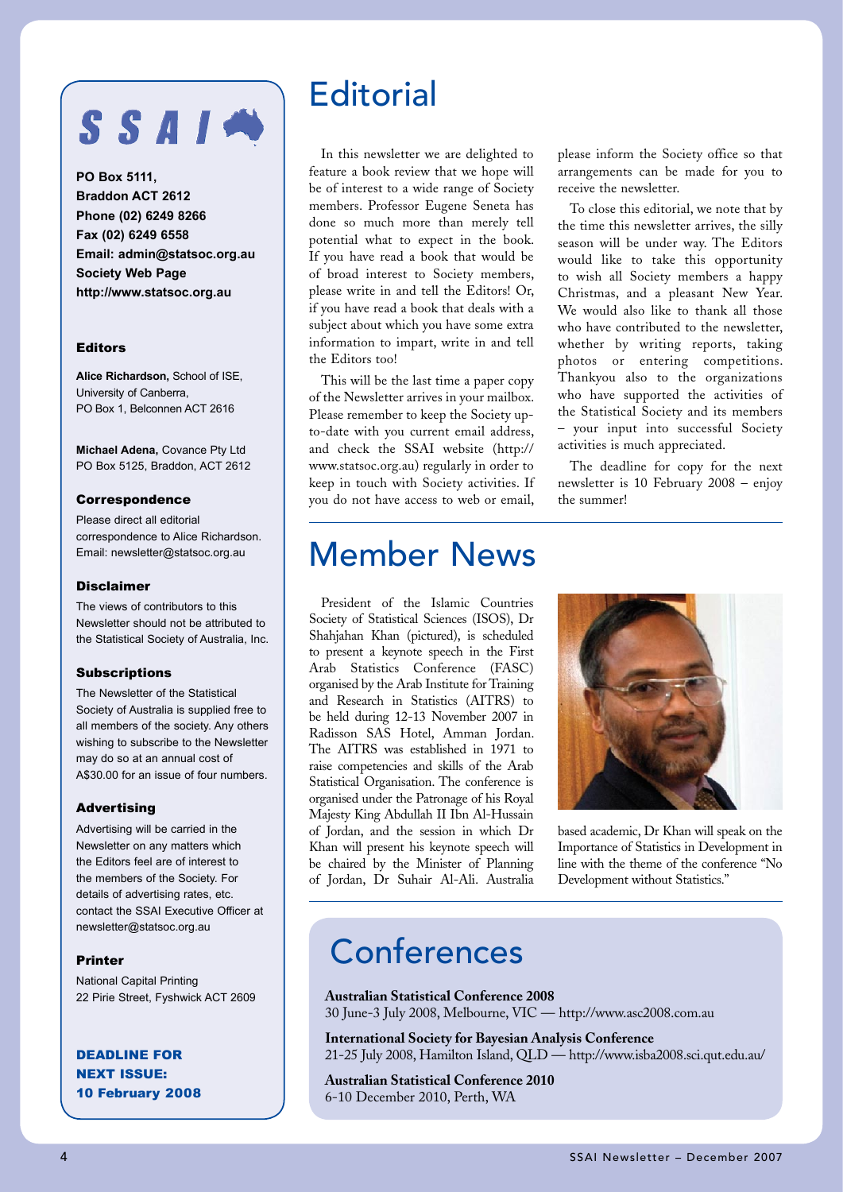SSAI

**PO Box 5111,**
**Braddon ACT 2612**
**Phone (02) 6249 8266**
**Fax (02) 6249 6558**
**Email: admin@statsoc.org.au**
**Society Web Page**
**http://www.statsoc.org.au**

### Editors

**Alice Richardson,** School of ISE, University of Canberra, PO Box 1, Belconnen ACT 2616

**Michael Adena,** Covance Pty Ltd PO Box 5125, Braddon, ACT 2612

### Correspondence

Please direct all editorial correspondence to Alice Richardson. Email: newsletter@statsoc.org.au

### Disclaimer

The views of contributors to this Newsletter should not be attributed to the Statistical Society of Australia, Inc.

### Subscriptions

The Newsletter of the Statistical Society of Australia is supplied free to all members of the society. Any others wishing to subscribe to the Newsletter may do so at an annual cost of A$30.00 for an issue of four numbers.

### Advertising

Advertising will be carried in the Newsletter on any matters which the Editors feel are of interest to the members of the Society. For details of advertising rates, etc. contact the SSAI Executive Officer at newsletter@statsoc.org.au

### Printer

National Capital Printing
22 Pirie Street, Fyshwick ACT 2609

**DEADLINE FOR NEXT ISSUE: 10 February 2008**

# Editorial

In this newsletter we are delighted to feature a book review that we hope will be of interest to a wide range of Society members. Professor Eugene Seneta has done so much more than merely tell potential what to expect in the book. If you have read a book that would be of broad interest to Society members, please write in and tell the Editors! Or, if you have read a book that deals with a subject about which you have some extra information to impart, write in and tell the Editors too!

This will be the last time a paper copy of the Newsletter arrives in your mailbox. Please remember to keep the Society up-to-date with you current email address, and check the SSAI website (http://www.statsoc.org.au) regularly in order to keep in touch with Society activities. If you do not have access to web or email, please inform the Society office so that arrangements can be made for you to receive the newsletter.

To close this editorial, we note that by the time this newsletter arrives, the silly season will be under way. The Editors would like to take this opportunity to wish all Society members a happy Christmas, and a pleasant New Year. We would also like to thank all those who have contributed to the newsletter, whether by writing reports, taking photos or entering competitions. Thankyou also to the organizations who have supported the activities of the Statistical Society and its members – your input into successful Society activities is much appreciated.

The deadline for copy for the next newsletter is 10 February 2008 – enjoy the summer!

# Member News

President of the Islamic Countries Society of Statistical Sciences (ISOS), Dr Shahjahan Khan (pictured), is scheduled to present a keynote speech in the First Arab Statistics Conference (FASC) organised by the Arab Institute for Training and Research in Statistics (AITRS) to be held during 12-13 November 2007 in Radisson SAS Hotel, Amman Jordan. The AITRS was established in 1971 to raise competencies and skills of the Arab Statistical Organisation. The conference is organised under the Patronage of his Royal Majesty King Abdullah II Ibn Al-Hussain of Jordan, and the session in which Dr Khan will present his keynote speech will be chaired by the Minister of Planning of Jordan, Dr Suhair Al-Ali. Australia based academic, Dr Khan will speak on the Importance of Statistics in Development in line with the theme of the conference "No Development without Statistics."

# Conferences

**Australian Statistical Conference 2008**
30 June-3 July 2008, Melbourne, VIC — http://www.asc2008.com.au

**International Society for Bayesian Analysis Conference**
21-25 July 2008, Hamilton Island, QLD — http://www.isba2008.sci.qut.edu.au/

**Australian Statistical Conference 2010**
6-10 December 2010, Perth, WA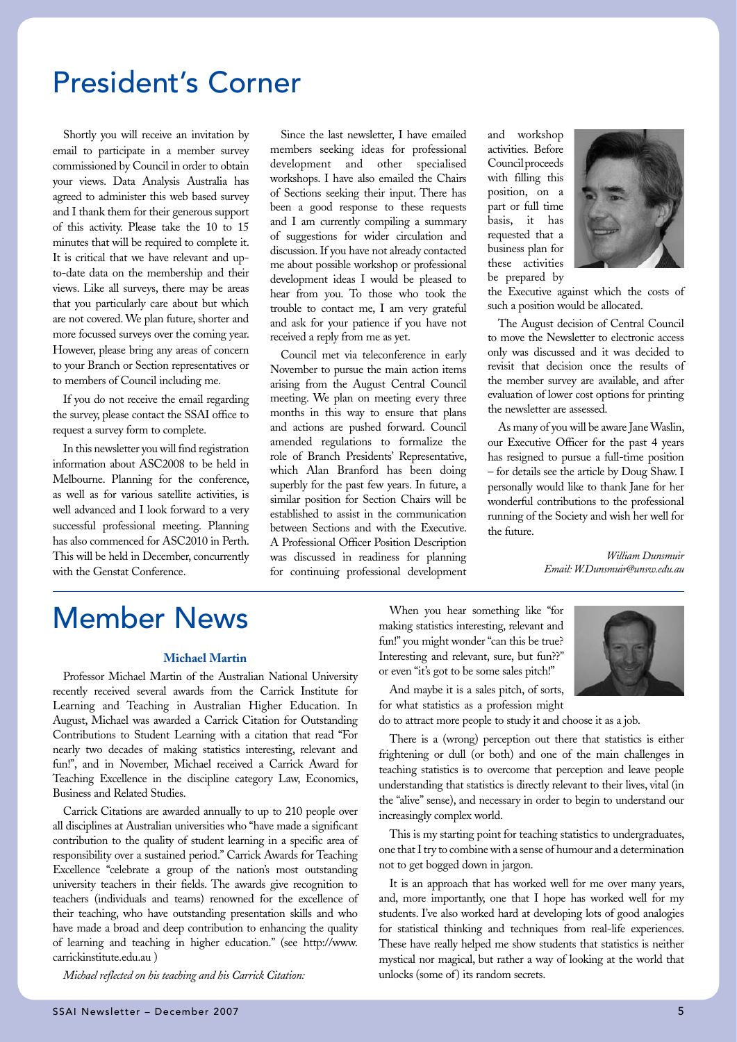# President's Corner

Shortly you will receive an invitation by email to participate in a member survey commissioned by Council in order to obtain your views. Data Analysis Australia has agreed to administer this web based survey and I thank them for their generous support of this activity. Please take the 10 to 15 minutes that will be required to complete it. It is critical that we have relevant and up-to-date data on the membership and their views. Like all surveys, there may be areas that you particularly care about but which are not covered. We plan future, shorter and more focussed surveys over the coming year. However, please bring any areas of concern to your Branch or Section representatives or to members of Council including me.

If you do not receive the email regarding the survey, please contact the SSAI office to request a survey form to complete.

In this newsletter you will find registration information about ASC2008 to be held in Melbourne. Planning for the conference, as well as for various satellite activities, is well advanced and I look forward to a very successful professional meeting. Planning has also commenced for ASC2010 in Perth. This will be held in December, concurrently with the Genstat Conference.

Since the last newsletter, I have emailed members seeking ideas for professional development and other specialised workshops. I have also emailed the Chairs of Sections seeking their input. There has been a good response to these requests and I am currently compiling a summary of suggestions for wider circulation and discussion. If you have not already contacted me about possible workshop or professional development ideas I would be pleased to hear from you. To those who took the trouble to contact me, I am very grateful and ask for your patience if you have not received a reply from me as yet.

Council met via teleconference in early November to pursue the main action items arising from the August Central Council meeting. We plan on meeting every three months in this way to ensure that plans and actions are pushed forward. Council amended regulations to formalize the role of Branch Presidents' Representative, which Alan Branford has been doing superbly for the past few years. In future, a similar position for Section Chairs will be established to assist in the communication between Sections and with the Executive. A Professional Officer Position Description was discussed in readiness for planning for continuing professional development and workshop activities. Before Council proceeds with filling this position, on a part or full time basis, it has requested that a business plan for these activities be prepared by the Executive against which the costs of such a position would be allocated.

The August decision of Central Council to move the Newsletter to electronic access only was discussed and it was decided to revisit that decision once the results of the member survey are available, and after evaluation of lower cost options for printing the newsletter are assessed.

As many of you will be aware Jane Waslin, our Executive Officer for the past 4 years has resigned to pursue a full-time position – for details see the article by Doug Shaw. I personally would like to thank Jane for her wonderful contributions to the professional running of the Society and wish her well for the future.

*William Dunsmuir*
*Email: W.Dunsmuir@unsw.edu.au*

# Member News

### Michael Martin

Professor Michael Martin of the Australian National University recently received several awards from the Carrick Institute for Learning and Teaching in Australian Higher Education. In August, Michael was awarded a Carrick Citation for Outstanding Contributions to Student Learning with a citation that read "For nearly two decades of making statistics interesting, relevant and fun!", and in November, Michael received a Carrick Award for Teaching Excellence in the discipline category Law, Economics, Business and Related Studies.

Carrick Citations are awarded annually to up to 210 people over all disciplines at Australian universities who "have made a significant contribution to the quality of student learning in a specific area of responsibility over a sustained period." Carrick Awards for Teaching Excellence "celebrate a group of the nation's most outstanding university teachers in their fields. The awards give recognition to teachers (individuals and teams) renowned for the excellence of their teaching, who have outstanding presentation skills and who have made a broad and deep contribution to enhancing the quality of learning and teaching in higher education." (see http://www.carrickinstitute.edu.au )

*Michael reflected on his teaching and his Carrick Citation:*

When you hear something like "for making statistics interesting, relevant and fun!" you might wonder "can this be true? Interesting and relevant, sure, but fun??" or even "it's got to be some sales pitch!"

And maybe it is a sales pitch, of sorts, for what statistics as a profession might do to attract more people to study it and choose it as a job.

There is a (wrong) perception out there that statistics is either frightening or dull (or both) and one of the main challenges in teaching statistics is to overcome that perception and leave people understanding that statistics is directly relevant to their lives, vital (in the "alive" sense), and necessary in order to begin to understand our increasingly complex world.

This is my starting point for teaching statistics to undergraduates, one that I try to combine with a sense of humour and a determination not to get bogged down in jargon.

It is an approach that has worked well for me over many years, and, more importantly, one that I hope has worked well for my students. I've also worked hard at developing lots of good analogies for statistical thinking and techniques from real-life experiences. These have really helped me show students that statistics is neither mystical nor magical, but rather a way of looking at the world that unlocks (some of) its random secrets.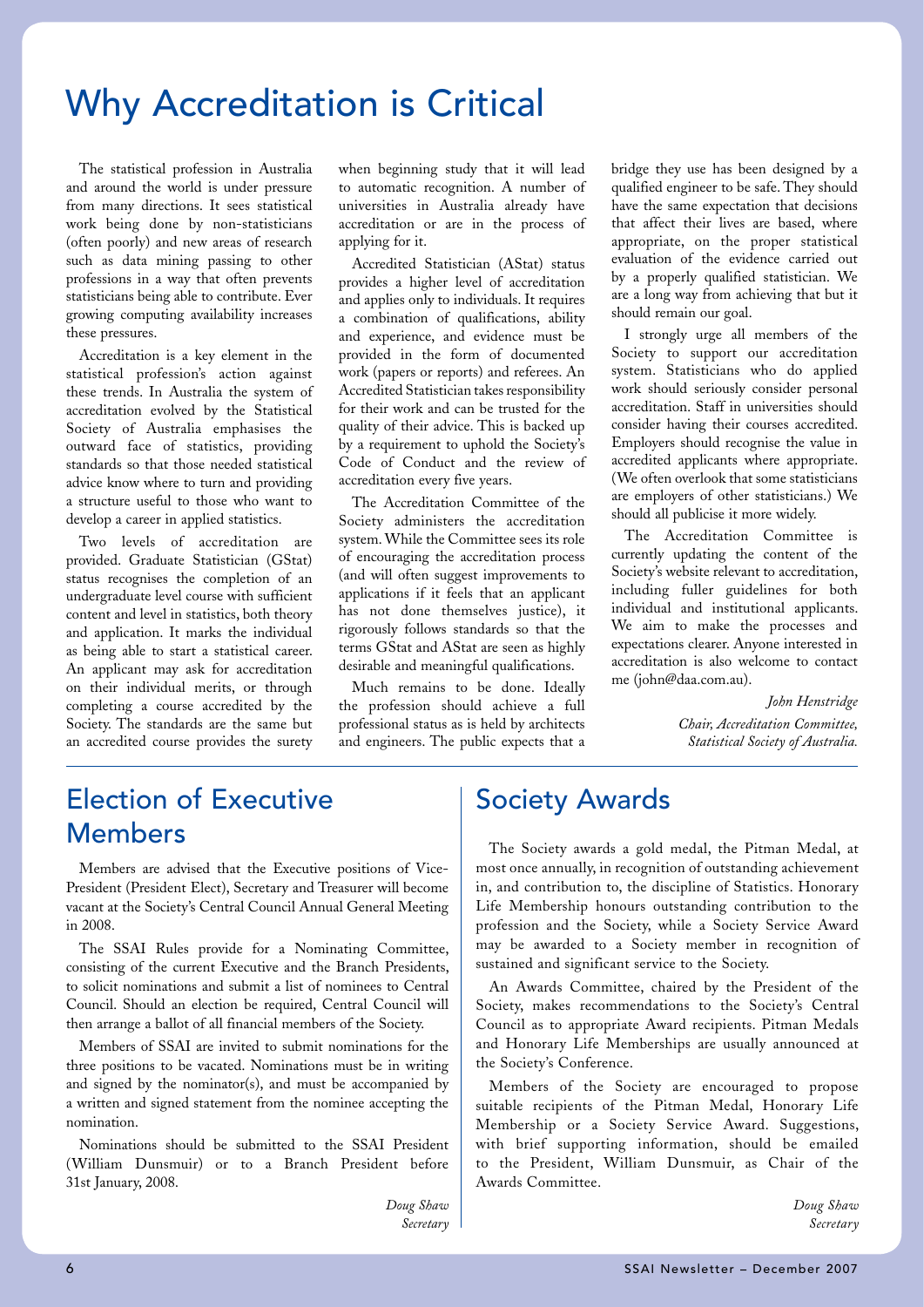# Why Accreditation is Critical

The statistical profession in Australia and around the world is under pressure from many directions. It sees statistical work being done by non-statisticians (often poorly) and new areas of research such as data mining passing to other professions in a way that often prevents statisticians being able to contribute. Ever growing computing availability increases these pressures.

Accreditation is a key element in the statistical profession's action against these trends. In Australia the system of accreditation evolved by the Statistical Society of Australia emphasises the outward face of statistics, providing standards so that those needed statistical advice know where to turn and providing a structure useful to those who want to develop a career in applied statistics.

Two levels of accreditation are provided. Graduate Statistician (GStat) status recognises the completion of an undergraduate level course with sufficient content and level in statistics, both theory and application. It marks the individual as being able to start a statistical career. An applicant may ask for accreditation on their individual merits, or through completing a course accredited by the Society. The standards are the same but an accredited course provides the surety when beginning study that it will lead to automatic recognition. A number of universities in Australia already have accreditation or are in the process of applying for it.

Accredited Statistician (AStat) status provides a higher level of accreditation and applies only to individuals. It requires a combination of qualifications, ability and experience, and evidence must be provided in the form of documented work (papers or reports) and referees. An Accredited Statistician takes responsibility for their work and can be trusted for the quality of their advice. This is backed up by a requirement to uphold the Society's Code of Conduct and the review of accreditation every five years.

The Accreditation Committee of the Society administers the accreditation system. While the Committee sees its role of encouraging the accreditation process (and will often suggest improvements to applications if it feels that an applicant has not done themselves justice), it rigorously follows standards so that the terms GStat and AStat are seen as highly desirable and meaningful qualifications.

Much remains to be done. Ideally the profession should achieve a full professional status as is held by architects and engineers. The public expects that a bridge they use has been designed by a qualified engineer to be safe. They should have the same expectation that decisions that affect their lives are based, where appropriate, on the proper statistical evaluation of the evidence carried out by a properly qualified statistician. We are a long way from achieving that but it should remain our goal.

I strongly urge all members of the Society to support our accreditation system. Statisticians who do applied work should seriously consider personal accreditation. Staff in universities should consider having their courses accredited. Employers should recognise the value in accredited applicants where appropriate. (We often overlook that some statisticians are employers of other statisticians.) We should all publicise it more widely.

The Accreditation Committee is currently updating the content of the Society's website relevant to accreditation, including fuller guidelines for both individual and institutional applicants. We aim to make the processes and expectations clearer. Anyone interested in accreditation is also welcome to contact me (john@daa.com.au).

*John Henstridge*
*Chair, Accreditation Committee,*
*Statistical Society of Australia.*

## Election of Executive Members

Members are advised that the Executive positions of Vice-President (President Elect), Secretary and Treasurer will become vacant at the Society's Central Council Annual General Meeting in 2008.

The SSAI Rules provide for a Nominating Committee, consisting of the current Executive and the Branch Presidents, to solicit nominations and submit a list of nominees to Central Council. Should an election be required, Central Council will then arrange a ballot of all financial members of the Society.

Members of SSAI are invited to submit nominations for the three positions to be vacated. Nominations must be in writing and signed by the nominator(s), and must be accompanied by a written and signed statement from the nominee accepting the nomination.

Nominations should be submitted to the SSAI President (William Dunsmuir) or to a Branch President before 31st January, 2008.

*Doug Shaw*
*Secretary*

## Society Awards

The Society awards a gold medal, the Pitman Medal, at most once annually, in recognition of outstanding achievement in, and contribution to, the discipline of Statistics. Honorary Life Membership honours outstanding contribution to the profession and the Society, while a Society Service Award may be awarded to a Society member in recognition of sustained and significant service to the Society.

An Awards Committee, chaired by the President of the Society, makes recommendations to the Society's Central Council as to appropriate Award recipients. Pitman Medals and Honorary Life Memberships are usually announced at the Society's Conference.

Members of the Society are encouraged to propose suitable recipients of the Pitman Medal, Honorary Life Membership or a Society Service Award. Suggestions, with brief supporting information, should be emailed to the President, William Dunsmuir, as Chair of the Awards Committee.

*Doug Shaw*
*Secretary*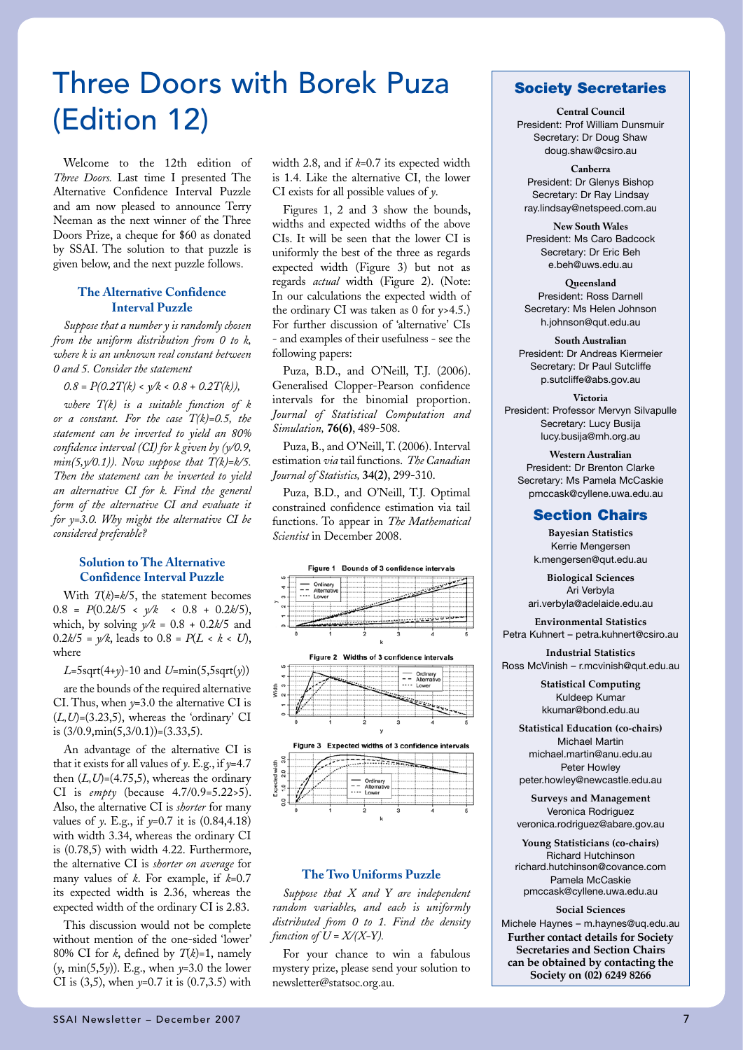# Three Doors with Borek Puza (Edition 12)

Welcome to the 12th edition of *Three Doors.* Last time I presented The Alternative Confidence Interval Puzzle and am now pleased to announce Terry Neeman as the next winner of the Three Doors Prize, a cheque for $60 as donated by SSAI. The solution to that puzzle is given below, and the next puzzle follows.

### The Alternative Confidence Interval Puzzle

*Suppose that a number y is randomly chosen from the uniform distribution from 0 to k, where k is an unknown real constant between 0 and 5. Consider the statement*

$0.8 = P(0.2T(k) < y/k < 0.8 + 0.2T(k)),$

*where T(k) is a suitable function of k or a constant. For the case T(k)=0.5, the statement can be inverted to yield an 80% confidence interval (CI) for k given by (y/0.9, min(5,y/0.1)). Now suppose that T(k)=k/5. Then the statement can be inverted to yield an alternative CI for k. Find the general form of the alternative CI and evaluate it for y=3.0. Why might the alternative CI be considered preferable?*

### Solution to The Alternative Confidence Interval Puzzle

With $T(k)=k/5$, the statement becomes $0.8 = P(0.2k/5 < y/k < 0.8 + 0.2k/5)$, which, by solving $y/k = 0.8 + 0.2k/5$ and $0.2k/5 = y/k$, leads to $0.8 = P(L < k < U)$, where

$L$=5sqrt(4+$y$)-10 and $U$=min(5,5sqrt($y$))

are the bounds of the required alternative CI. Thus, when $y$=3.0 the alternative CI is $(L,U)$=(3.23,5), whereas the 'ordinary' CI is (3/0.9,min(5,3/0.1))=(3.33,5).

An advantage of the alternative CI is that it exists for all values of $y$. E.g., if $y$=4.7 then $(L,U)$=(4.75,5), whereas the ordinary CI is *empty* (because 4.7/0.9=5.22>5). Also, the alternative CI is *shorter* for many values of $y$. E.g., if $y$=0.7 it is (0.84,4.18) with width 3.34, whereas the ordinary CI is (0.78,5) with width 4.22. Furthermore, the alternative CI is *shorter on average* for many values of $k$. For example, if $k$=0.7 its expected width is 2.36, whereas the expected width of the ordinary CI is 2.83.

This discussion would not be complete without mention of the one-sided 'lower' 80% CI for $k$, defined by $T(k)$=1, namely ($y$, min(5,5$y$)). E.g., when $y$=3.0 the lower CI is (3,5), when $y$=0.7 it is (0.7,3.5) with width 2.8, and if $k$=0.7 its expected width is 1.4. Like the alternative CI, the lower CI exists for all possible values of $y$.

Figures 1, 2 and 3 show the bounds, widths and expected widths of the above CIs. It will be seen that the lower CI is uniformly the best of the three as regards expected width (Figure 3) but not as regards *actual* width (Figure 2). (Note: In our calculations the expected width of the ordinary CI was taken as 0 for y>4.5.) For further discussion of 'alternative' CIs - and examples of their usefulness - see the following papers:

Puza, B.D., and O'Neill, T.J. (2006). Generalised Clopper-Pearson confidence intervals for the binomial proportion. *Journal of Statistical Computation and Simulation,* **76(6)**, 489-508.

Puza, B., and O'Neill, T. (2006). Interval estimation *via* tail functions. *The Canadian Journal of Statistics,* **34(2)**, 299-310.

Puza, B.D., and O'Neill, T.J. Optimal constrained confidence estimation via tail functions. To appear in *The Mathematical Scientist* in December 2008.

Figure 1 Bounds of 3 confidence intervals

Figure 2 Widths of 3 confidence intervals

Figure 3 Expected widths of 3 confidence intervals

### The Two Uniforms Puzzle

*Suppose that X and Y are independent random variables, and each is uniformly distributed from 0 to 1. Find the density function of U = X/(X-Y).*

For your chance to win a fabulous mystery prize, please send your solution to newsletter@statsoc.org.au.

## Society Secretaries

**Central Council**
President: Prof William Dunsmuir
Secretary: Dr Doug Shaw
doug.shaw@csiro.au

**Canberra**
President: Dr Glenys Bishop
Secretary: Dr Ray Lindsay
ray.lindsay@netspeed.com.au

**New South Wales**
President: Ms Caro Badcock
Secretary: Dr Eric Beh
e.beh@uws.edu.au

**Queensland**
President: Ross Darnell
Secretary: Ms Helen Johnson
h.johnson@qut.edu.au

**South Australian**
President: Dr Andreas Kiermeier
Secretary: Dr Paul Sutcliffe
p.sutcliffe@abs.gov.au

**Victoria**
President: Professor Mervyn Silvapulle
Secretary: Lucy Busija
lucy.busija@mh.org.au

**Western Australian**
President: Dr Brenton Clarke
Secretary: Ms Pamela McCaskie
pmccask@cyllene.uwa.edu.au

## Section Chairs

**Bayesian Statistics**
Kerrie Mengersen
k.mengersen@qut.edu.au

**Biological Sciences**
Ari Verbyla
ari.verbyla@adelaide.edu.au

**Environmental Statistics**
Petra Kuhnert – petra.kuhnert@csiro.au

**Industrial Statistics**
Ross McVinish – r.mcvinish@qut.edu.au

**Statistical Computing**
Kuldeep Kumar
kkumar@bond.edu.au

**Statistical Education (co-chairs)**
Michael Martin
michael.martin@anu.edu.au
Peter Howley
peter.howley@newcastle.edu.au

**Surveys and Management**
Veronica Rodriguez
veronica.rodriguez@abare.gov.au

**Young Statisticians (co-chairs)**
Richard Hutchinson
richard.hutchinson@covance.com
Pamela McCaskie
pmccask@cyllene.uwa.edu.au

**Social Sciences**
Michele Haynes – m.haynes@uq.edu.au

**Further contact details for Society Secretaries and Section Chairs can be obtained by contacting the Society on (02) 6249 8266**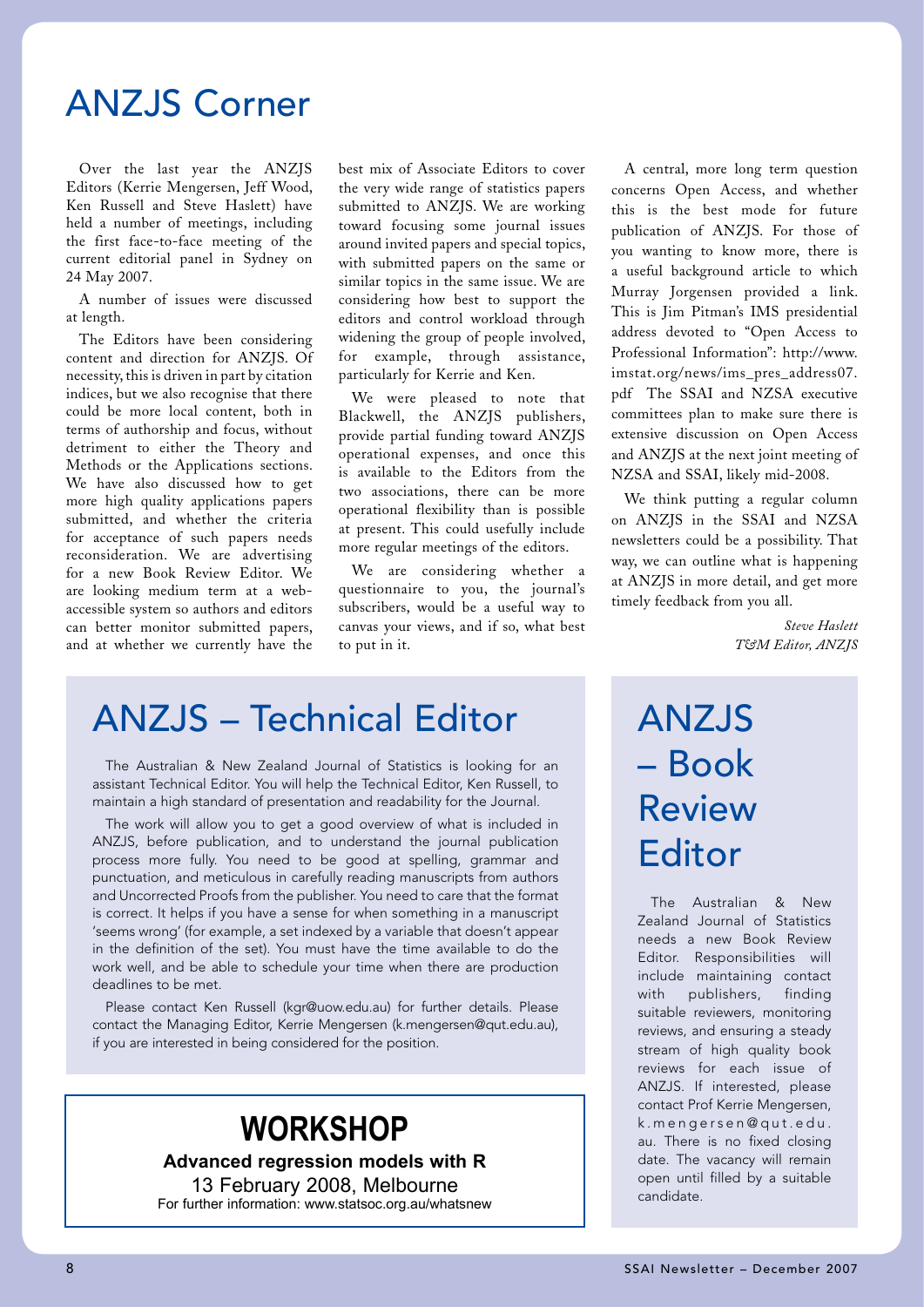# ANZJS Corner

Over the last year the ANZJS Editors (Kerrie Mengersen, Jeff Wood, Ken Russell and Steve Haslett) have held a number of meetings, including the first face-to-face meeting of the current editorial panel in Sydney on 24 May 2007.

A number of issues were discussed at length.

The Editors have been considering content and direction for ANZJS. Of necessity, this is driven in part by citation indices, but we also recognise that there could be more local content, both in terms of authorship and focus, without detriment to either the Theory and Methods or the Applications sections. We have also discussed how to get more high quality applications papers submitted, and whether the criteria for acceptance of such papers needs reconsideration. We are advertising for a new Book Review Editor. We are looking medium term at a web-accessible system so authors and editors can better monitor submitted papers, and at whether we currently have the best mix of Associate Editors to cover the very wide range of statistics papers submitted to ANZJS. We are working toward focusing some journal issues around invited papers and special topics, with submitted papers on the same or similar topics in the same issue. We are considering how best to support the editors and control workload through widening the group of people involved, for example, through assistance, particularly for Kerrie and Ken.

We were pleased to note that Blackwell, the ANZJS publishers, provide partial funding toward ANZJS operational expenses, and once this is available to the Editors from the two associations, there can be more operational flexibility than is possible at present. This could usefully include more regular meetings of the editors.

We are considering whether a questionnaire to you, the journal's subscribers, would be a useful way to canvas your views, and if so, what best to put in it.

A central, more long term question concerns Open Access, and whether this is the best mode for future publication of ANZJS. For those of you wanting to know more, there is a useful background article to which Murray Jorgensen provided a link. This is Jim Pitman's IMS presidential address devoted to "Open Access to Professional Information": http://www.imstat.org/news/ims_pres_address07.pdf The SSAI and NZSA executive committees plan to make sure there is extensive discussion on Open Access and ANZJS at the next joint meeting of NZSA and SSAI, likely mid-2008.

We think putting a regular column on ANZJS in the SSAI and NZSA newsletters could be a possibility. That way, we can outline what is happening at ANZJS in more detail, and get more timely feedback from you all.

*Steve Haslett*
*T&M Editor, ANZJS*

# ANZJS – Technical Editor

The Australian & New Zealand Journal of Statistics is looking for an assistant Technical Editor. You will help the Technical Editor, Ken Russell, to maintain a high standard of presentation and readability for the Journal.

The work will allow you to get a good overview of what is included in ANZJS, before publication, and to understand the journal publication process more fully. You need to be good at spelling, grammar and punctuation, and meticulous in carefully reading manuscripts from authors and Uncorrected Proofs from the publisher. You need to care that the format is correct. It helps if you have a sense for when something in a manuscript 'seems wrong' (for example, a set indexed by a variable that doesn't appear in the definition of the set). You must have the time available to do the work well, and be able to schedule your time when there are production deadlines to be met.

Please contact Ken Russell (kgr@uow.edu.au) for further details. Please contact the Managing Editor, Kerrie Mengersen (k.mengersen@qut.edu.au), if you are interested in being considered for the position.

# ANZJS – Book Review Editor

The Australian & New Zealand Journal of Statistics needs a new Book Review Editor. Responsibilities will include maintaining contact with publishers, finding suitable reviewers, monitoring reviews, and ensuring a steady stream of high quality book reviews for each issue of ANZJS. If interested, please contact Prof Kerrie Mengersen, k.mengersen@qut.edu.au. There is no fixed closing date. The vacancy will remain open until filled by a suitable candidate.

## WORKSHOP

**Advanced regression models with R**

13 February 2008, Melbourne

For further information: www.statsoc.org.au/whatsnew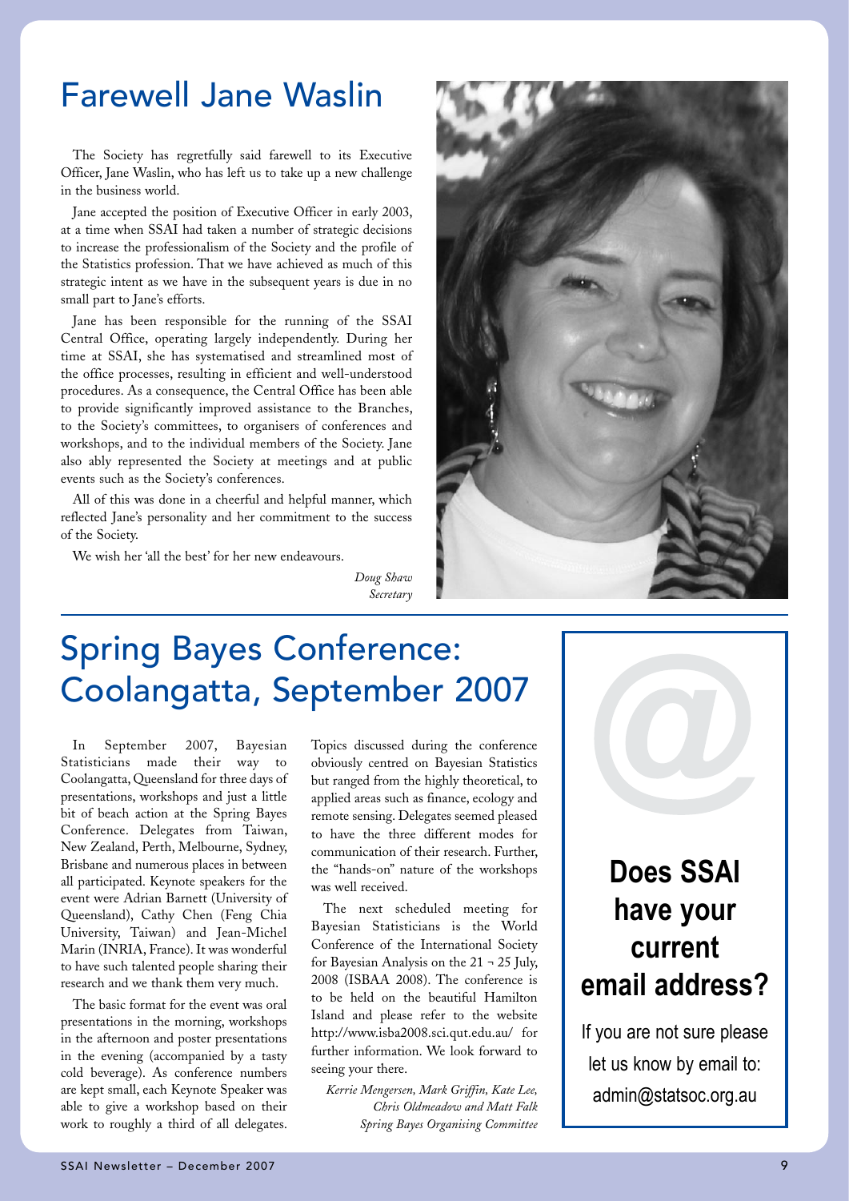# Farewell Jane Waslin

The Society has regretfully said farewell to its Executive Officer, Jane Waslin, who has left us to take up a new challenge in the business world.

Jane accepted the position of Executive Officer in early 2003, at a time when SSAI had taken a number of strategic decisions to increase the professionalism of the Society and the profile of the Statistics profession. That we have achieved as much of this strategic intent as we have in the subsequent years is due in no small part to Jane's efforts.

Jane has been responsible for the running of the SSAI Central Office, operating largely independently. During her time at SSAI, she has systematised and streamlined most of the office processes, resulting in efficient and well-understood procedures. As a consequence, the Central Office has been able to provide significantly improved assistance to the Branches, to the Society's committees, to organisers of conferences and workshops, and to the individual members of the Society. Jane also ably represented the Society at meetings and at public events such as the Society's conferences.

All of this was done in a cheerful and helpful manner, which reflected Jane's personality and her commitment to the success of the Society.

We wish her 'all the best' for her new endeavours.

*Doug Shaw*
*Secretary*

# Spring Bayes Conference: Coolangatta, September 2007

In September 2007, Bayesian Statisticians made their way to Coolangatta, Queensland for three days of presentations, workshops and just a little bit of beach action at the Spring Bayes Conference. Delegates from Taiwan, New Zealand, Perth, Melbourne, Sydney, Brisbane and numerous places in between all participated. Keynote speakers for the event were Adrian Barnett (University of Queensland), Cathy Chen (Feng Chia University, Taiwan) and Jean-Michel Marin (INRIA, France). It was wonderful to have such talented people sharing their research and we thank them very much.

The basic format for the event was oral presentations in the morning, workshops in the afternoon and poster presentations in the evening (accompanied by a tasty cold beverage). As conference numbers are kept small, each Keynote Speaker was able to give a workshop based on their work to roughly a third of all delegates. Topics discussed during the conference obviously centred on Bayesian Statistics but ranged from the highly theoretical, to applied areas such as finance, ecology and remote sensing. Delegates seemed pleased to have the three different modes for communication of their research. Further, the "hands-on" nature of the workshops was well received.

The next scheduled meeting for Bayesian Statisticians is the World Conference of the International Society for Bayesian Analysis on the 21 ¬ 25 July, 2008 (ISBAA 2008). The conference is to be held on the beautiful Hamilton Island and please refer to the website http://www.isba2008.sci.qut.edu.au/ for further information. We look forward to seeing your there.

*Kerrie Mengersen, Mark Griffin, Kate Lee, Chris Oldmeadow and Matt Falk*
*Spring Bayes Organising Committee*

**Does SSAI have your current email address?**

If you are not sure please let us know by email to: admin@statsoc.org.au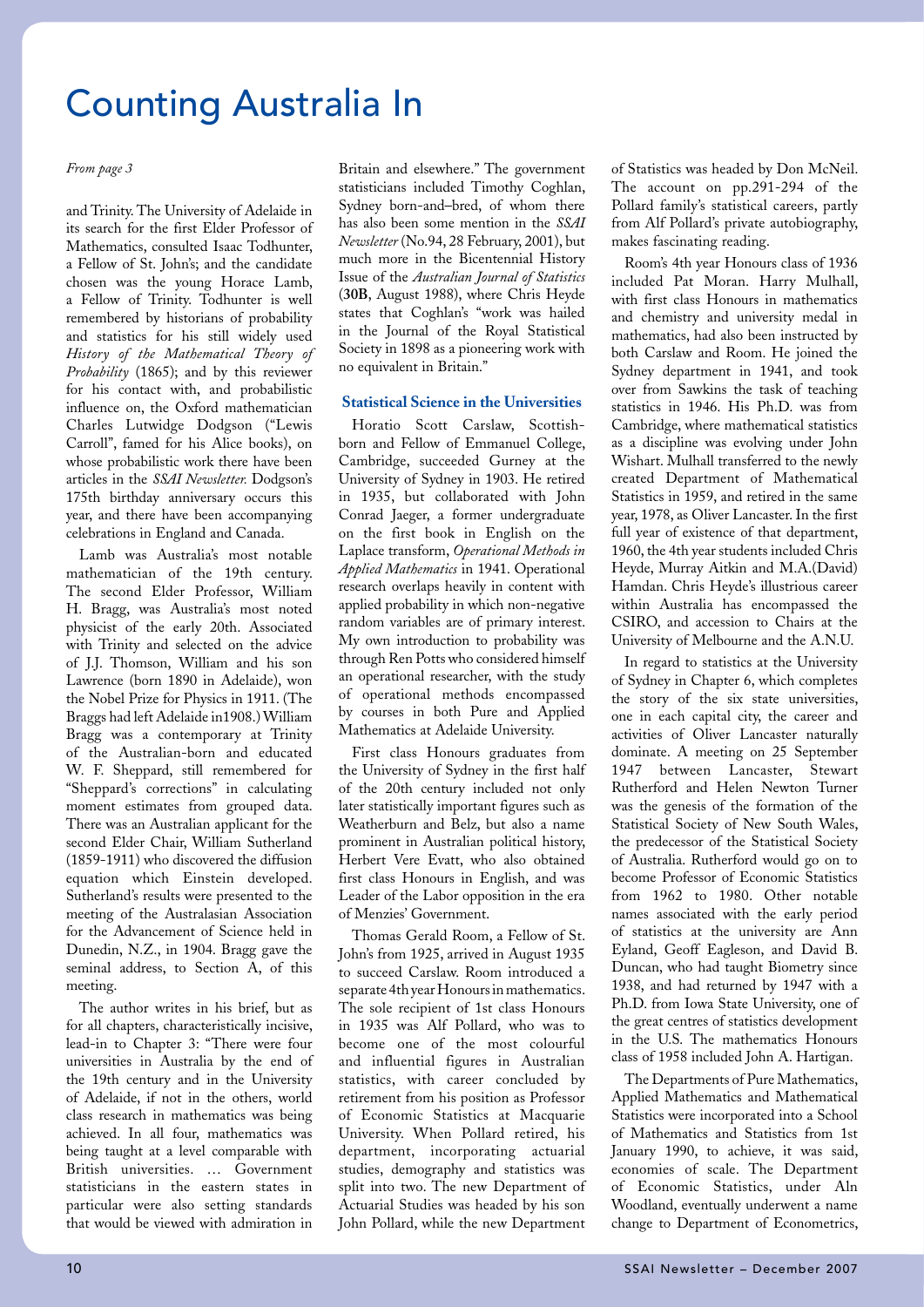# Counting Australia In

*From page 3*

and Trinity. The University of Adelaide in its search for the first Elder Professor of Mathematics, consulted Isaac Todhunter, a Fellow of St. John's; and the candidate chosen was the young Horace Lamb, a Fellow of Trinity. Todhunter is well remembered by historians of probability and statistics for his still widely used *History of the Mathematical Theory of Probability* (1865); and by this reviewer for his contact with, and probabilistic influence on, the Oxford mathematician Charles Lutwidge Dodgson ("Lewis Carroll", famed for his Alice books), on whose probabilistic work there have been articles in the *SSAI Newsletter.* Dodgson's 175th birthday anniversary occurs this year, and there have been accompanying celebrations in England and Canada.

Lamb was Australia's most notable mathematician of the 19th century. The second Elder Professor, William H. Bragg, was Australia's most noted physicist of the early 20th. Associated with Trinity and selected on the advice of J.J. Thomson, William and his son Lawrence (born 1890 in Adelaide), won the Nobel Prize for Physics in 1911. (The Braggs had left Adelaide in1908.) William Bragg was a contemporary at Trinity of the Australian-born and educated W. F. Sheppard, still remembered for "Sheppard's corrections" in calculating moment estimates from grouped data. There was an Australian applicant for the second Elder Chair, William Sutherland (1859-1911) who discovered the diffusion equation which Einstein developed. Sutherland's results were presented to the meeting of the Australasian Association for the Advancement of Science held in Dunedin, N.Z., in 1904. Bragg gave the seminal address, to Section A, of this meeting.

The author writes in his brief, but as for all chapters, characteristically incisive, lead-in to Chapter 3: "There were four universities in Australia by the end of the 19th century and in the University of Adelaide, if not in the others, world class research in mathematics was being achieved. In all four, mathematics was being taught at a level comparable with British universities. … Government statisticians in the eastern states in particular were also setting standards that would be viewed with admiration in Britain and elsewhere." The government statisticians included Timothy Coghlan, Sydney born-and–bred, of whom there has also been some mention in the *SSAI Newsletter* (No.94, 28 February, 2001), but much more in the Bicentennial History Issue of the *Australian Journal of Statistics* (**30B**, August 1988), where Chris Heyde states that Coghlan's "work was hailed in the Journal of the Royal Statistical Society in 1898 as a pioneering work with no equivalent in Britain."

### Statistical Science in the Universities

Horatio Scott Carslaw, Scottish-born and Fellow of Emmanuel College, Cambridge, succeeded Gurney at the University of Sydney in 1903. He retired in 1935, but collaborated with John Conrad Jaeger, a former undergraduate on the first book in English on the Laplace transform, *Operational Methods in Applied Mathematics* in 1941. Operational research overlaps heavily in content with applied probability in which non-negative random variables are of primary interest. My own introduction to probability was through Ren Potts who considered himself an operational researcher, with the study of operational methods encompassed by courses in both Pure and Applied Mathematics at Adelaide University.

First class Honours graduates from the University of Sydney in the first half of the 20th century included not only later statistically important figures such as Weatherburn and Belz, but also a name prominent in Australian political history, Herbert Vere Evatt, who also obtained first class Honours in English, and was Leader of the Labor opposition in the era of Menzies' Government.

Thomas Gerald Room, a Fellow of St. John's from 1925, arrived in August 1935 to succeed Carslaw. Room introduced a separate 4th year Honours in mathematics. The sole recipient of 1st class Honours in 1935 was Alf Pollard, who was to become one of the most colourful and influential figures in Australian statistics, with career concluded by retirement from his position as Professor of Economic Statistics at Macquarie University. When Pollard retired, his department, incorporating actuarial studies, demography and statistics was split into two. The new Department of Actuarial Studies was headed by his son John Pollard, while the new Department of Statistics was headed by Don McNeil. The account on pp.291-294 of the Pollard family's statistical careers, partly from Alf Pollard's private autobiography, makes fascinating reading.

Room's 4th year Honours class of 1936 included Pat Moran. Harry Mulhall, with first class Honours in mathematics and chemistry and university medal in mathematics, had also been instructed by both Carslaw and Room. He joined the Sydney department in 1941, and took over from Sawkins the task of teaching statistics in 1946. His Ph.D. was from Cambridge, where mathematical statistics as a discipline was evolving under John Wishart. Mulhall transferred to the newly created Department of Mathematical Statistics in 1959, and retired in the same year, 1978, as Oliver Lancaster. In the first full year of existence of that department, 1960, the 4th year students included Chris Heyde, Murray Aitkin and M.A.(David) Hamdan. Chris Heyde's illustrious career within Australia has encompassed the CSIRO, and accession to Chairs at the University of Melbourne and the A.N.U.

In regard to statistics at the University of Sydney in Chapter 6, which completes the story of the six state universities, one in each capital city, the career and activities of Oliver Lancaster naturally dominate. A meeting on 25 September 1947 between Lancaster, Stewart Rutherford and Helen Newton Turner was the genesis of the formation of the Statistical Society of New South Wales, the predecessor of the Statistical Society of Australia. Rutherford would go on to become Professor of Economic Statistics from 1962 to 1980. Other notable names associated with the early period of statistics at the university are Ann Eyland, Geoff Eagleson, and David B. Duncan, who had taught Biometry since 1938, and had returned by 1947 with a Ph.D. from Iowa State University, one of the great centres of statistics development in the U.S. The mathematics Honours class of 1958 included John A. Hartigan.

The Departments of Pure Mathematics, Applied Mathematics and Mathematical Statistics were incorporated into a School of Mathematics and Statistics from 1st January 1990, to achieve, it was said, economies of scale. The Department of Economic Statistics, under Aln Woodland, eventually underwent a name change to Department of Econometrics,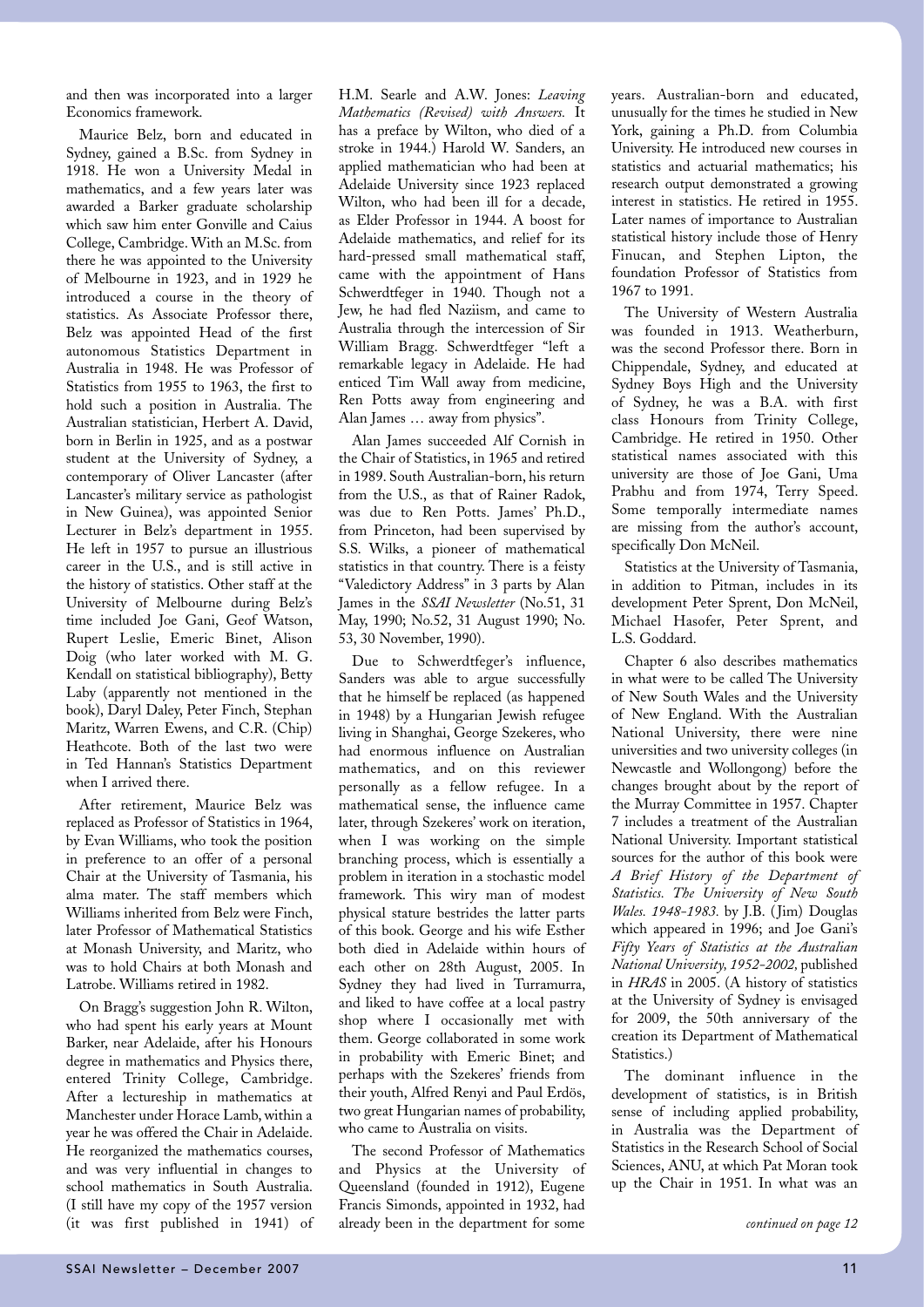and then was incorporated into a larger Economics framework.

Maurice Belz, born and educated in Sydney, gained a B.Sc. from Sydney in 1918. He won a University Medal in mathematics, and a few years later was awarded a Barker graduate scholarship which saw him enter Gonville and Caius College, Cambridge. With an M.Sc. from there he was appointed to the University of Melbourne in 1923, and in 1929 he introduced a course in the theory of statistics. As Associate Professor there, Belz was appointed Head of the first autonomous Statistics Department in Australia in 1948. He was Professor of Statistics from 1955 to 1963, the first to hold such a position in Australia. The Australian statistician, Herbert A. David, born in Berlin in 1925, and as a postwar student at the University of Sydney, a contemporary of Oliver Lancaster (after Lancaster's military service as pathologist in New Guinea), was appointed Senior Lecturer in Belz's department in 1955. He left in 1957 to pursue an illustrious career in the U.S., and is still active in the history of statistics. Other staff at the University of Melbourne during Belz's time included Joe Gani, Geof Watson, Rupert Leslie, Emeric Binet, Alison Doig (who later worked with M. G. Kendall on statistical bibliography), Betty Laby (apparently not mentioned in the book), Daryl Daley, Peter Finch, Stephan Maritz, Warren Ewens, and C.R. (Chip) Heathcote. Both of the last two were in Ted Hannan's Statistics Department when I arrived there.

After retirement, Maurice Belz was replaced as Professor of Statistics in 1964, by Evan Williams, who took the position in preference to an offer of a personal Chair at the University of Tasmania, his alma mater. The staff members which Williams inherited from Belz were Finch, later Professor of Mathematical Statistics at Monash University, and Maritz, who was to hold Chairs at both Monash and Latrobe. Williams retired in 1982.

On Bragg's suggestion John R. Wilton, who had spent his early years at Mount Barker, near Adelaide, after his Honours degree in mathematics and Physics there, entered Trinity College, Cambridge. After a lectureship in mathematics at Manchester under Horace Lamb, within a year he was offered the Chair in Adelaide. He reorganized the mathematics courses, and was very influential in changes to school mathematics in South Australia. (I still have my copy of the 1957 version (it was first published in 1941) of H.M. Searle and A.W. Jones: *Leaving Mathematics (Revised) with Answers.* It has a preface by Wilton, who died of a stroke in 1944.) Harold W. Sanders, an applied mathematician who had been at Adelaide University since 1923 replaced Wilton, who had been ill for a decade, as Elder Professor in 1944. A boost for Adelaide mathematics, and relief for its hard-pressed small mathematical staff, came with the appointment of Hans Schwerdtfeger in 1940. Though not a Jew, he had fled Naziism, and came to Australia through the intercession of Sir William Bragg. Schwerdtfeger "left a remarkable legacy in Adelaide. He had enticed Tim Wall away from medicine, Ren Potts away from engineering and Alan James … away from physics".

Alan James succeeded Alf Cornish in the Chair of Statistics, in 1965 and retired in 1989. South Australian-born, his return from the U.S., as that of Rainer Radok, was due to Ren Potts. James' Ph.D., from Princeton, had been supervised by S.S. Wilks, a pioneer of mathematical statistics in that country. There is a feisty "Valedictory Address" in 3 parts by Alan James in the *SSAI Newsletter* (No.51, 31 May, 1990; No.52, 31 August 1990; No. 53, 30 November, 1990).

Due to Schwerdtfeger's influence, Sanders was able to argue successfully that he himself be replaced (as happened in 1948) by a Hungarian Jewish refugee living in Shanghai, George Szekeres, who had enormous influence on Australian mathematics, and on this reviewer personally as a fellow refugee. In a mathematical sense, the influence came later, through Szekeres' work on iteration, when I was working on the simple branching process, which is essentially a problem in iteration in a stochastic model framework. This wiry man of modest physical stature bestrides the latter parts of this book. George and his wife Esther both died in Adelaide within hours of each other on 28th August, 2005. In Sydney they had lived in Turramurra, and liked to have coffee at a local pastry shop where I occasionally met with them. George collaborated in some work in probability with Emeric Binet; and perhaps with the Szekeres' friends from their youth, Alfred Renyi and Paul Erdös, two great Hungarian names of probability, who came to Australia on visits.

The second Professor of Mathematics and Physics at the University of Queensland (founded in 1912), Eugene Francis Simonds, appointed in 1932, had already been in the department for some years. Australian-born and educated, unusually for the times he studied in New York, gaining a Ph.D. from Columbia University. He introduced new courses in statistics and actuarial mathematics; his research output demonstrated a growing interest in statistics. He retired in 1955. Later names of importance to Australian statistical history include those of Henry Finucan, and Stephen Lipton, the foundation Professor of Statistics from 1967 to 1991.

The University of Western Australia was founded in 1913. Weatherburn, was the second Professor there. Born in Chippendale, Sydney, and educated at Sydney Boys High and the University of Sydney, he was a B.A. with first class Honours from Trinity College, Cambridge. He retired in 1950. Other statistical names associated with this university are those of Joe Gani, Uma Prabhu and from 1974, Terry Speed. Some temporally intermediate names are missing from the author's account, specifically Don McNeil.

Statistics at the University of Tasmania, in addition to Pitman, includes in its development Peter Sprent, Don McNeil, Michael Hasofer, Peter Sprent, and L.S. Goddard.

Chapter 6 also describes mathematics in what were to be called The University of New South Wales and the University of New England. With the Australian National University, there were nine universities and two university colleges (in Newcastle and Wollongong) before the changes brought about by the report of the Murray Committee in 1957. Chapter 7 includes a treatment of the Australian National University. Important statistical sources for the author of this book were *A Brief History of the Department of Statistics. The University of New South Wales. 1948-1983.* by J.B. (Jim) Douglas which appeared in 1996; and Joe Gani's *Fifty Years of Statistics at the Australian National University, 1952-2002,* published in *HRAS* in 2005. (A history of statistics at the University of Sydney is envisaged for 2009, the 50th anniversary of the creation its Department of Mathematical Statistics.)

The dominant influence in the development of statistics, is in British sense of including applied probability, in Australia was the Department of Statistics in the Research School of Social Sciences, ANU, at which Pat Moran took up the Chair in 1951. In what was an

*continued on page 12*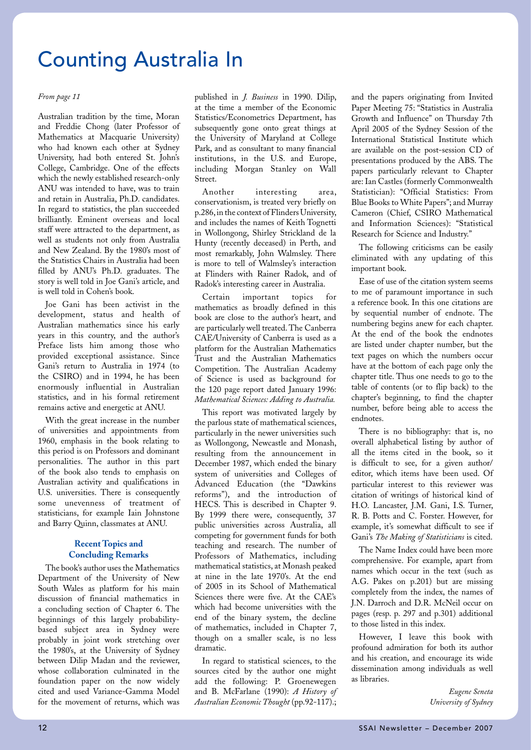# Counting Australia In

*From page 11*

Australian tradition by the time, Moran and Freddie Chong (later Professor of Mathematics at Macquarie University) who had known each other at Sydney University, had both entered St. John's College, Cambridge. One of the effects which the newly established research-only ANU was intended to have, was to train and retain in Australia, Ph.D. candidates. In regard to statistics, the plan succeeded brilliantly. Eminent overseas and local staff were attracted to the department, as well as students not only from Australia and New Zealand. By the 1980's most of the Statistics Chairs in Australia had been filled by ANU's Ph.D. graduates. The story is well told in Joe Gani's article, and is well told in Cohen's book.

Joe Gani has been activist in the development, status and health of Australian mathematics since his early years in this country, and the author's Preface lists him among those who provided exceptional assistance. Since Gani's return to Australia in 1974 (to the CSIRO) and in 1994, he has been enormously influential in Australian statistics, and in his formal retirement remains active and energetic at ANU.

With the great increase in the number of universities and appointments from 1960, emphasis in the book relating to this period is on Professors and dominant personalities. The author in this part of the book also tends to emphasis on Australian activity and qualifications in U.S. universities. There is consequently some unevenness of treatment of statisticians, for example Iain Johnstone and Barry Quinn, classmates at ANU.

### Recent Topics and Concluding Remarks

The book's author uses the Mathematics Department of the University of New South Wales as platform for his main discussion of financial mathematics in a concluding section of Chapter 6. The beginnings of this largely probability-based subject area in Sydney were probably in joint work stretching over the 1980's, at the University of Sydney between Dilip Madan and the reviewer, whose collaboration culminated in the foundation paper on the now widely cited and used Variance-Gamma Model for the movement of returns, which was published in *J. Business* in 1990. Dilip, at the time a member of the Economic Statistics/Econometrics Department, has subsequently gone onto great things at the University of Maryland at College Park, and as consultant to many financial institutions, in the U.S. and Europe, including Morgan Stanley on Wall Street.

Another interesting area, conservationism, is treated very briefly on p.286, in the context of Flinders University, and includes the names of Keith Tognetti in Wollongong, Shirley Strickland de la Hunty (recently deceased) in Perth, and most remarkably, John Walmsley. There is more to tell of Walmsley's interaction at Flinders with Rainer Radok, and of Radok's interesting career in Australia.

Certain important topics for mathematics as broadly defined in this book are close to the author's heart, and are particularly well treated. The Canberra CAE/University of Canberra is used as a platform for the Australian Mathematics Trust and the Australian Mathematics Competition. The Australian Academy of Science is used as background for the 120 page report dated January 1996: *Mathematical Sciences: Adding to Australia.*

This report was motivated largely by the parlous state of mathematical sciences, particularly in the newer universities such as Wollongong, Newcastle and Monash, resulting from the announcement in December 1987, which ended the binary system of universities and Colleges of Advanced Education (the "Dawkins reforms"), and the introduction of HECS. This is described in Chapter 9. By 1999 there were, consequently, 37 public universities across Australia, all competing for government funds for both teaching and research. The number of Professors of Mathematics, including mathematical statistics, at Monash peaked at nine in the late 1970's. At the end of 2005 in its School of Mathematical Sciences there were five. At the CAE's which had become universities with the end of the binary system, the decline of mathematics, included in Chapter 7, though on a smaller scale, is no less dramatic.

In regard to statistical sciences, to the sources cited by the author one might add the following: P. Groenewegen and B. McFarlane (1990): *A History of Australian Economic Thought* (pp.92-117).; and the papers originating from Invited Paper Meeting 75: "Statistics in Australia Growth and Influence" on Thursday 7th April 2005 of the Sydney Session of the International Statistical Institute which are available on the post-session CD of presentations produced by the ABS. The papers particularly relevant to Chapter are: Ian Castles (formerly Commonwealth Statistician): "Official Statistics: From Blue Books to White Papers"; and Murray Cameron (Chief, CSIRO Mathematical and Information Sciences): "Statistical Research for Science and Industry."

The following criticisms can be easily eliminated with any updating of this important book.

Ease of use of the citation system seems to me of paramount importance in such a reference book. In this one citations are by sequential number of endnote. The numbering begins anew for each chapter. At the end of the book the endnotes are listed under chapter number, but the text pages on which the numbers occur have at the bottom of each page only the chapter title. Thus one needs to go to the table of contents (or to flip back) to the chapter's beginning, to find the chapter number, before being able to access the endnotes.

There is no bibliography: that is, no overall alphabetical listing by author of all the items cited in the book, so it is difficult to see, for a given author/editor, which items have been used. Of particular interest to this reviewer was citation of writings of historical kind of H.O. Lancaster, J.M. Gani, I.S. Turner, R. B. Potts and C. Forster. However, for example, it's somewhat difficult to see if Gani's *The Making of Statisticians* is cited.

The Name Index could have been more comprehensive. For example, apart from names which occur in the text (such as A.G. Pakes on p.201) but are missing completely from the index, the names of J.N. Darroch and D.R. McNeil occur on pages (resp. p. 297 and p.301) additional to those listed in this index.

However, I leave this book with profound admiration for both its author and his creation, and encourage its wide dissemination among individuals as well as libraries.

*Eugene Seneta*
*University of Sydney*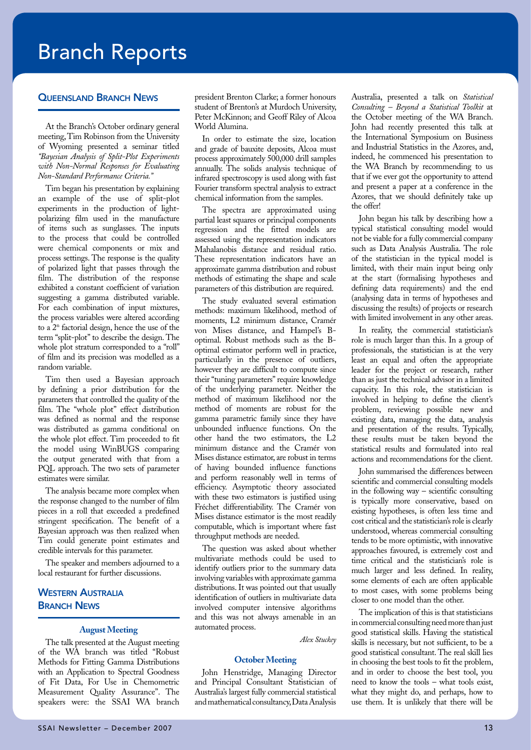# Branch Reports

## Queensland Branch News

At the Branch's October ordinary general meeting, Tim Robinson from the University of Wyoming presented a seminar titled *"Bayesian Analysis of Split-Plot Experiments with Non-Normal Responses for Evaluating Non-Standard Performance Criteria."*

Tim began his presentation by explaining an example of the use of split-plot experiments in the production of light-polarizing film used in the manufacture of items such as sunglasses. The inputs to the process that could be controlled were chemical components or mix and process settings. The response is the quality of polarized light that passes through the film. The distribution of the response exhibited a constant coefficient of variation suggesting a gamma distributed variable. For each combination of input mixtures, the process variables were altered according to a $2^n$ factorial design, hence the use of the term "split-plot" to describe the design. The whole plot stratum corresponded to a "roll" of film and its precision was modelled as a random variable.

Tim then used a Bayesian approach by defining a prior distribution for the parameters that controlled the quality of the film. The "whole plot" effect distribution was defined as normal and the response was distributed as gamma conditional on the whole plot effect. Tim proceeded to fit the model using WinBUGS comparing the output generated with that from a PQL approach. The two sets of parameter estimates were similar.

The analysis became more complex when the response changed to the number of film pieces in a roll that exceeded a predefined stringent specification. The benefit of a Bayesian approach was then realized when Tim could generate point estimates and credible intervals for this parameter.

The speaker and members adjourned to a local restaurant for further discussions.

## Western Australia Branch News

### August Meeting

The talk presented at the August meeting of the WA branch was titled "Robust Methods for Fitting Gamma Distributions with an Application to Spectral Goodness of Fit Data, For Use in Chemometric Measurement Quality Assurance". The speakers were: the SSAI WA branch president Brenton Clarke; a former honours student of Brenton's at Murdoch University, Peter McKinnon; and Geoff Riley of Alcoa World Alumina.

In order to estimate the size, location and grade of bauxite deposits, Alcoa must process approximately 500,000 drill samples annually. The solids analysis technique of infrared spectroscopy is used along with fast Fourier transform spectral analysis to extract chemical information from the samples.

The spectra are approximated using partial least squares or principal components regression and the fitted models are assessed using the representation indicators Mahalanobis distance and residual ratio. These representation indicators have an approximate gamma distribution and robust methods of estimating the shape and scale parameters of this distribution are required.

The study evaluated several estimation methods: maximum likelihood, method of moments, L2 minimum distance, Cramér von Mises distance, and Hampel's B-optimal. Robust methods such as the B-optimal estimator perform well in practice, particularly in the presence of outliers, however they are difficult to compute since their "tuning parameters" require knowledge of the underlying parameter. Neither the method of maximum likelihood nor the method of moments are robust for the gamma parametric family since they have unbounded influence functions. On the other hand the two estimators, the L2 minimum distance and the Cramér von Mises distance estimator, are robust in terms of having bounded influence functions and perform reasonably well in terms of efficiency. Asymptotic theory associated with these two estimators is justified using Fréchet differentiability. The Cramér von Mises distance estimator is the most readily computable, which is important where fast throughput methods are needed.

The question was asked about whether multivariate methods could be used to identify outliers prior to the summary data involving variables with approximate gamma distributions. It was pointed out that usually identification of outliers in multivariate data involved computer intensive algorithms and this was not always amenable in an automated process.

*Alex Stuckey*

### October Meeting

John Henstridge, Managing Director and Principal Consultant Statistician of Australia's largest fully commercial statistical and mathematical consultancy, Data Analysis Australia, presented a talk on *Statistical Consulting – Beyond a Statistical Toolkit* at the October meeting of the WA Branch. John had recently presented this talk at the International Symposium on Business and Industrial Statistics in the Azores, and, indeed, he commenced his presentation to the WA Branch by recommending to us that if we ever got the opportunity to attend and present a paper at a conference in the Azores, that we should definitely take up the offer!

John began his talk by describing how a typical statistical consulting model would not be viable for a fully commercial company such as Data Analysis Australia. The role of the statistician in the typical model is limited, with their main input being only at the start (formalising hypotheses and defining data requirements) and the end (analysing data in terms of hypotheses and discussing the results) of projects or research with limited involvement in any other areas.

In reality, the commercial statistician's role is much larger than this. In a group of professionals, the statistician is at the very least an equal and often the appropriate leader for the project or research, rather than as just the technical advisor in a limited capacity. In this role, the statistician is involved in helping to define the client's problem, reviewing possible new and existing data, managing the data, analysis and presentation of the results. Typically, these results must be taken beyond the statistical results and formulated into real actions and recommendations for the client.

John summarised the differences between scientific and commercial consulting models in the following way – scientific consulting is typically more conservative, based on existing hypotheses, is often less time and cost critical and the statistician's role is clearly understood, whereas commercial consulting tends to be more optimistic, with innovative approaches favoured, is extremely cost and time critical and the statistician's role is much larger and less defined. In reality, some elements of each are often applicable to most cases, with some problems being closer to one model than the other.

The implication of this is that statisticians in commercial consulting need more than just good statistical skills. Having the statistical skills is necessary, but not sufficient, to be a good statistical consultant. The real skill lies in choosing the best tools to fit the problem, and in order to choose the best tool, you need to know the tools – what tools exist, what they might do, and perhaps, how to use them. It is unlikely that there will be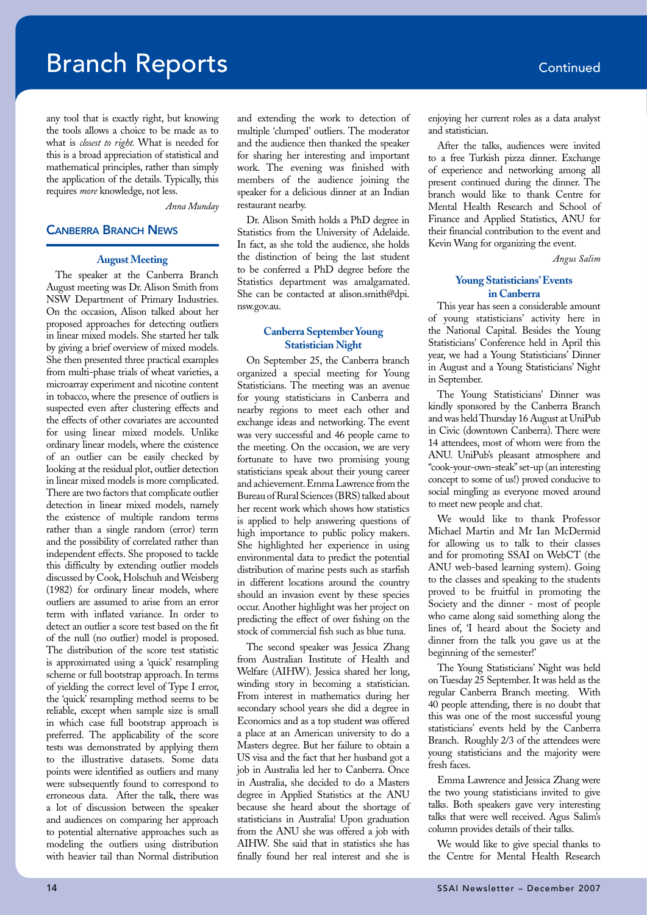any tool that is exactly right, but knowing the tools allows a choice to be made as to what is *closest to right.* What is needed for this is a broad appreciation of statistical and mathematical principles, rather than simply the application of the details. Typically, this requires *more* knowledge, not less.

*Anna Munday*

## Canberra Branch News

### August Meeting

The speaker at the Canberra Branch August meeting was Dr. Alison Smith from NSW Department of Primary Industries. On the occasion, Alison talked about her proposed approaches for detecting outliers in linear mixed models. She started her talk by giving a brief overview of mixed models. She then presented three practical examples from multi-phase trials of wheat varieties, a microarray experiment and nicotine content in tobacco, where the presence of outliers is suspected even after clustering effects and the effects of other covariates are accounted for using linear mixed models. Unlike ordinary linear models, where the existence of an outlier can be easily checked by looking at the residual plot, outlier detection in linear mixed models is more complicated. There are two factors that complicate outlier detection in linear mixed models, namely the existence of multiple random terms rather than a single random (error) term and the possibility of correlated rather than independent effects. She proposed to tackle this difficulty by extending outlier models discussed by Cook, Holschuh and Weisberg (1982) for ordinary linear models, where outliers are assumed to arise from an error term with inflated variance. In order to detect an outlier a score test based on the fit of the null (no outlier) model is proposed. The distribution of the score test statistic is approximated using a 'quick' resampling scheme or full bootstrap approach. In terms of yielding the correct level of Type I error, the 'quick' resampling method seems to be reliable, except when sample size is small in which case full bootstrap approach is preferred. The applicability of the score tests was demonstrated by applying them to the illustrative datasets. Some data points were identified as outliers and many were subsequently found to correspond to erroneous data. After the talk, there was a lot of discussion between the speaker and audiences on comparing her approach to potential alternative approaches such as modeling the outliers using distribution with heavier tail than Normal distribution and extending the work to detection of multiple 'clumped' outliers. The moderator and the audience then thanked the speaker for sharing her interesting and important work. The evening was finished with members of the audience joining the speaker for a delicious dinner at an Indian restaurant nearby.

Dr. Alison Smith holds a PhD degree in Statistics from the University of Adelaide. In fact, as she told the audience, she holds the distinction of being the last student to be conferred a PhD degree before the Statistics department was amalgamated. She can be contacted at alison.smith@dpi.nsw.gov.au.

### Canberra September Young Statistician Night

On September 25, the Canberra branch organized a special meeting for Young Statisticians. The meeting was an avenue for young statisticians in Canberra and nearby regions to meet each other and exchange ideas and networking. The event was very successful and 46 people came to the meeting. On the occasion, we are very fortunate to have two promising young statisticians speak about their young career and achievement. Emma Lawrence from the Bureau of Rural Sciences (BRS) talked about her recent work which shows how statistics is applied to help answering questions of high importance to public policy makers. She highlighted her experience in using environmental data to predict the potential distribution of marine pests such as starfish in different locations around the country should an invasion event by these species occur. Another highlight was her project on predicting the effect of over fishing on the stock of commercial fish such as blue tuna.

The second speaker was Jessica Zhang from Australian Institute of Health and Welfare (AIHW). Jessica shared her long, winding story in becoming a statistician. From interest in mathematics during her secondary school years she did a degree in Economics and as a top student was offered a place at an American university to do a Masters degree. But her failure to obtain a US visa and the fact that her husband got a job in Australia led her to Canberra. Once in Australia, she decided to do a Masters degree in Applied Statistics at the ANU because she heard about the shortage of statisticians in Australia! Upon graduation from the ANU she was offered a job with AIHW. She said that in statistics she has finally found her real interest and she is enjoying her current roles as a data analyst and statistician.

After the talks, audiences were invited to a free Turkish pizza dinner. Exchange of experience and networking among all present continued during the dinner. The branch would like to thank Centre for Mental Health Research and School of Finance and Applied Statistics, ANU for their financial contribution to the event and Kevin Wang for organizing the event.

*Angus Salim*

### Young Statisticians' Events in Canberra

This year has seen a considerable amount of young statisticians' activity here in the National Capital. Besides the Young Statisticians' Conference held in April this year, we had a Young Statisticians' Dinner in August and a Young Statisticians' Night in September.

The Young Statisticians' Dinner was kindly sponsored by the Canberra Branch and was held Thursday 16 August at UniPub in Civic (downtown Canberra). There were 14 attendees, most of whom were from the ANU. UniPub's pleasant atmosphere and "cook-your-own-steak" set-up (an interesting concept to some of us!) proved conducive to social mingling as everyone moved around to meet new people and chat.

We would like to thank Professor Michael Martin and Mr Ian McDermid for allowing us to talk to their classes and for promoting SSAI on WebCT (the ANU web-based learning system). Going to the classes and speaking to the students proved to be fruitful in promoting the Society and the dinner - most of people who came along said something along the lines of, 'I heard about the Society and dinner from the talk you gave us at the beginning of the semester!'

The Young Statisticians' Night was held on Tuesday 25 September. It was held as the regular Canberra Branch meeting. With 40 people attending, there is no doubt that this was one of the most successful young statisticians' events held by the Canberra Branch. Roughly 2/3 of the attendees were young statisticians and the majority were fresh faces.

Emma Lawrence and Jessica Zhang were the two young statisticians invited to give talks. Both speakers gave very interesting talks that were well received. Agus Salim's column provides details of their talks.

We would like to give special thanks to the Centre for Mental Health Research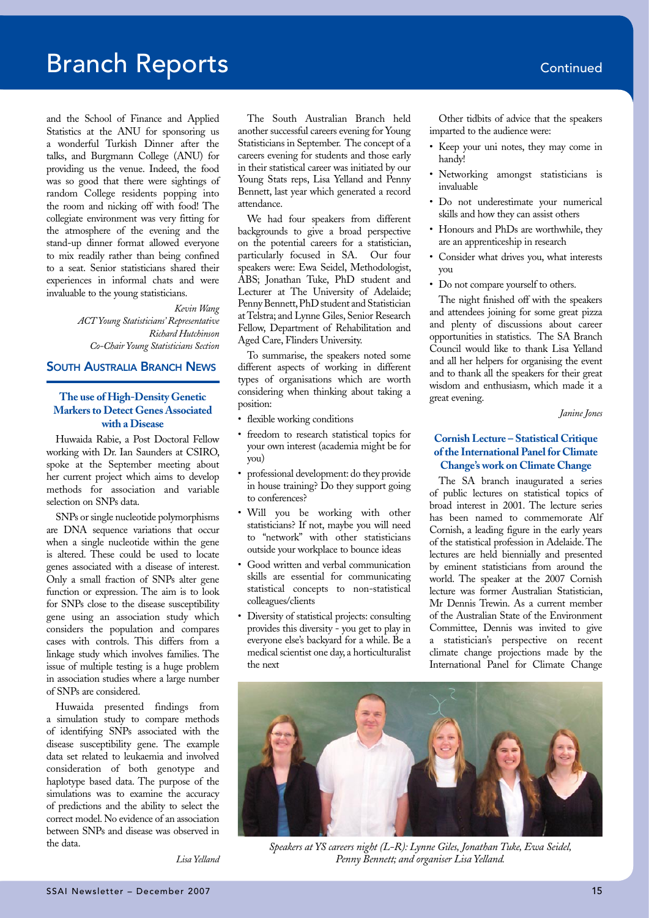and the School of Finance and Applied Statistics at the ANU for sponsoring us a wonderful Turkish Dinner after the talks, and Burgmann College (ANU) for providing us the venue. Indeed, the food was so good that there were sightings of random College residents popping into the room and nicking off with food! The collegiate environment was very fitting for the atmosphere of the evening and the stand-up dinner format allowed everyone to mix readily rather than being confined to a seat. Senior statisticians shared their experiences in informal chats and were invaluable to the young statisticians.

*Kevin Wang*
*ACT Young Statisticians' Representative*
*Richard Hutchinson*
*Co-Chair Young Statisticians Section*

## South Australia Branch News

### The use of High-Density Genetic Markers to Detect Genes Associated with a Disease

Huwaida Rabie, a Post Doctoral Fellow working with Dr. Ian Saunders at CSIRO, spoke at the September meeting about her current project which aims to develop methods for association and variable selection on SNPs data.

SNPs or single nucleotide polymorphisms are DNA sequence variations that occur when a single nucleotide within the gene is altered. These could be used to locate genes associated with a disease of interest. Only a small fraction of SNPs alter gene function or expression. The aim is to look for SNPs close to the disease susceptibility gene using an association study which considers the population and compares cases with controls. This differs from a linkage study which involves families. The issue of multiple testing is a huge problem in association studies where a large number of SNPs are considered.

Huwaida presented findings from a simulation study to compare methods of identifying SNPs associated with the disease susceptibility gene. The example data set related to leukaemia and involved consideration of both genotype and haplotype based data. The purpose of the simulations was to examine the accuracy of predictions and the ability to select the correct model. No evidence of an association between SNPs and disease was observed in the data.

*Lisa Yelland*

The South Australian Branch held another successful careers evening for Young Statisticians in September. The concept of a careers evening for students and those early in their statistical career was initiated by our Young Stats reps, Lisa Yelland and Penny Bennett, last year which generated a record attendance.

We had four speakers from different backgrounds to give a broad perspective on the potential careers for a statistician, particularly focused in SA. Our four speakers were: Ewa Seidel, Methodologist, ABS; Jonathan Tuke, PhD student and Lecturer at The University of Adelaide; Penny Bennett, PhD student and Statistician at Telstra; and Lynne Giles, Senior Research Fellow, Department of Rehabilitation and Aged Care, Flinders University.

To summarise, the speakers noted some different aspects of working in different types of organisations which are worth considering when thinking about taking a position:

- flexible working conditions
- freedom to research statistical topics for your own interest (academia might be for you)
- professional development: do they provide in house training? Do they support going to conferences?
- Will you be working with other statisticians? If not, maybe you will need to "network" with other statisticians outside your workplace to bounce ideas
- Good written and verbal communication skills are essential for communicating statistical concepts to non-statistical colleagues/clients
- Diversity of statistical projects: consulting provides this diversity - you get to play in everyone else's backyard for a while. Be a medical scientist one day, a horticulturalist the next

Other tidbits of advice that the speakers imparted to the audience were:

- Keep your uni notes, they may come in handy!
- Networking amongst statisticians is invaluable
- Do not underestimate your numerical skills and how they can assist others
- Honours and PhDs are worthwhile, they are an apprenticeship in research
- Consider what drives you, what interests you
- Do not compare yourself to others.

The night finished off with the speakers and attendees joining for some great pizza and plenty of discussions about career opportunities in statistics. The SA Branch Council would like to thank Lisa Yelland and all her helpers for organising the event and to thank all the speakers for their great wisdom and enthusiasm, which made it a great evening.

*Janine Jones*

### Cornish Lecture – Statistical Critique of the International Panel for Climate Change's work on Climate Change

The SA branch inaugurated a series of public lectures on statistical topics of broad interest in 2001. The lecture series has been named to commemorate Alf Cornish, a leading figure in the early years of the statistical profession in Adelaide. The lectures are held biennially and presented by eminent statisticians from around the world. The speaker at the 2007 Cornish lecture was former Australian Statistician, Mr Dennis Trewin. As a current member of the Australian State of the Environment Committee, Dennis was invited to give a statistician's perspective on recent climate change projections made by the International Panel for Climate Change

*Speakers at YS careers night (L-R): Lynne Giles, Jonathan Tuke, Ewa Seidel, Penny Bennett; and organiser Lisa Yelland.*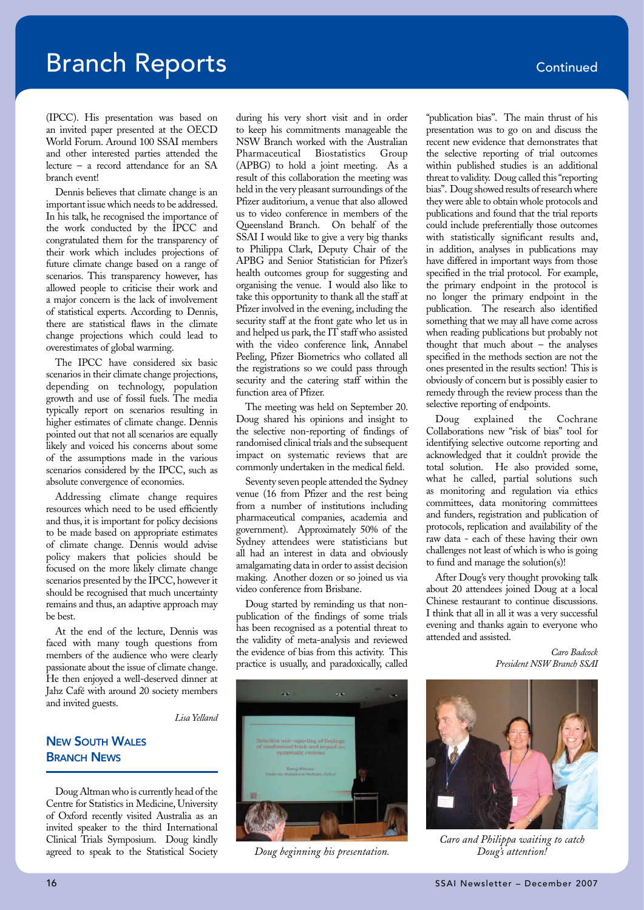# Branch Reports

Continued

(IPCC). His presentation was based on an invited paper presented at the OECD World Forum. Around 100 SSAI members and other interested parties attended the lecture – a record attendance for an SA branch event!

Dennis believes that climate change is an important issue which needs to be addressed. In his talk, he recognised the importance of the work conducted by the IPCC and congratulated them for the transparency of their work which includes projections of future climate change based on a range of scenarios. This transparency however, has allowed people to criticise their work and a major concern is the lack of involvement of statistical experts. According to Dennis, there are statistical flaws in the climate change projections which could lead to overestimates of global warming.

The IPCC have considered six basic scenarios in their climate change projections, depending on technology, population growth and use of fossil fuels. The media typically report on scenarios resulting in higher estimates of climate change. Dennis pointed out that not all scenarios are equally likely and voiced his concerns about some of the assumptions made in the various scenarios considered by the IPCC, such as absolute convergence of economies.

Addressing climate change requires resources which need to be used efficiently and thus, it is important for policy decisions to be made based on appropriate estimates of climate change. Dennis would advise policy makers that policies should be focused on the more likely climate change scenarios presented by the IPCC, however it should be recognised that much uncertainty remains and thus, an adaptive approach may be best.

At the end of the lecture, Dennis was faced with many tough questions from members of the audience who were clearly passionate about the issue of climate change. He then enjoyed a well-deserved dinner at Jahz Café with around 20 society members and invited guests.

*Lisa Yelland*

## New South Wales Branch News

Doug Altman who is currently head of the Centre for Statistics in Medicine, University of Oxford recently visited Australia as an invited speaker to the third International Clinical Trials Symposium. Doug kindly agreed to speak to the Statistical Society during his very short visit and in order to keep his commitments manageable the NSW Branch worked with the Australian Pharmaceutical Biostatistics Group (APBG) to hold a joint meeting. As a result of this collaboration the meeting was held in the very pleasant surroundings of the Pfizer auditorium, a venue that also allowed us to video conference in members of the Queensland Branch. On behalf of the SSAI I would like to give a very big thanks to Philippa Clark, Deputy Chair of the APBG and Senior Statistician for Pfizer's health outcomes group for suggesting and organising the venue. I would also like to take this opportunity to thank all the staff at Pfizer involved in the evening, including the security staff at the front gate who let us in and helped us park, the IT staff who assisted with the video conference link, Annabel Peeling, Pfizer Biometrics who collated all the registrations so we could pass through security and the catering staff within the function area of Pfizer.

The meeting was held on September 20. Doug shared his opinions and insight to the selective non-reporting of findings of randomised clinical trials and the subsequent impact on systematic reviews that are commonly undertaken in the medical field.

Seventy seven people attended the Sydney venue (16 from Pfizer and the rest being from a number of institutions including pharmaceutical companies, academia and government). Approximately 50% of the Sydney attendees were statisticians but all had an interest in data and obviously amalgamating data in order to assist decision making. Another dozen or so joined us via video conference from Brisbane.

Doug started by reminding us that non-publication of the findings of some trials has been recognised as a potential threat to the validity of meta-analysis and reviewed the evidence of bias from this activity. This practice is usually, and paradoxically, called "publication bias". The main thrust of his presentation was to go on and discuss the recent new evidence that demonstrates that the selective reporting of trial outcomes within published studies is an additional threat to validity. Doug called this "reporting bias". Doug showed results of research where they were able to obtain whole protocols and publications and found that the trial reports could include preferentially those outcomes with statistically significant results and, in addition, analyses in publications may have differed in important ways from those specified in the trial protocol. For example, the primary endpoint in the protocol is no longer the primary endpoint in the publication. The research also identified something that we may all have come across when reading publications but probably not thought that much about – the analyses specified in the methods section are not the ones presented in the results section! This is obviously of concern but is possibly easier to remedy through the review process than the selective reporting of endpoints.

Doug explained the Cochrane Collaborations new "risk of bias" tool for identifying selective outcome reporting and acknowledged that it couldn't provide the total solution. He also provided some, what he called, partial solutions such as monitoring and regulation via ethics committees, data monitoring committees and funders, registration and publication of protocols, replication and availability of the raw data - each of these having their own challenges not least of which is who is going to fund and manage the solution(s)!

After Doug's very thought provoking talk about 20 attendees joined Doug at a local Chinese restaurant to continue discussions. I think that all in all it was a very successful evening and thanks again to everyone who attended and assisted.

*Caro Badcock*
*President NSW Branch SSAI*

*Doug beginning his presentation.*

*Caro and Philippa waiting to catch Doug's attention!*